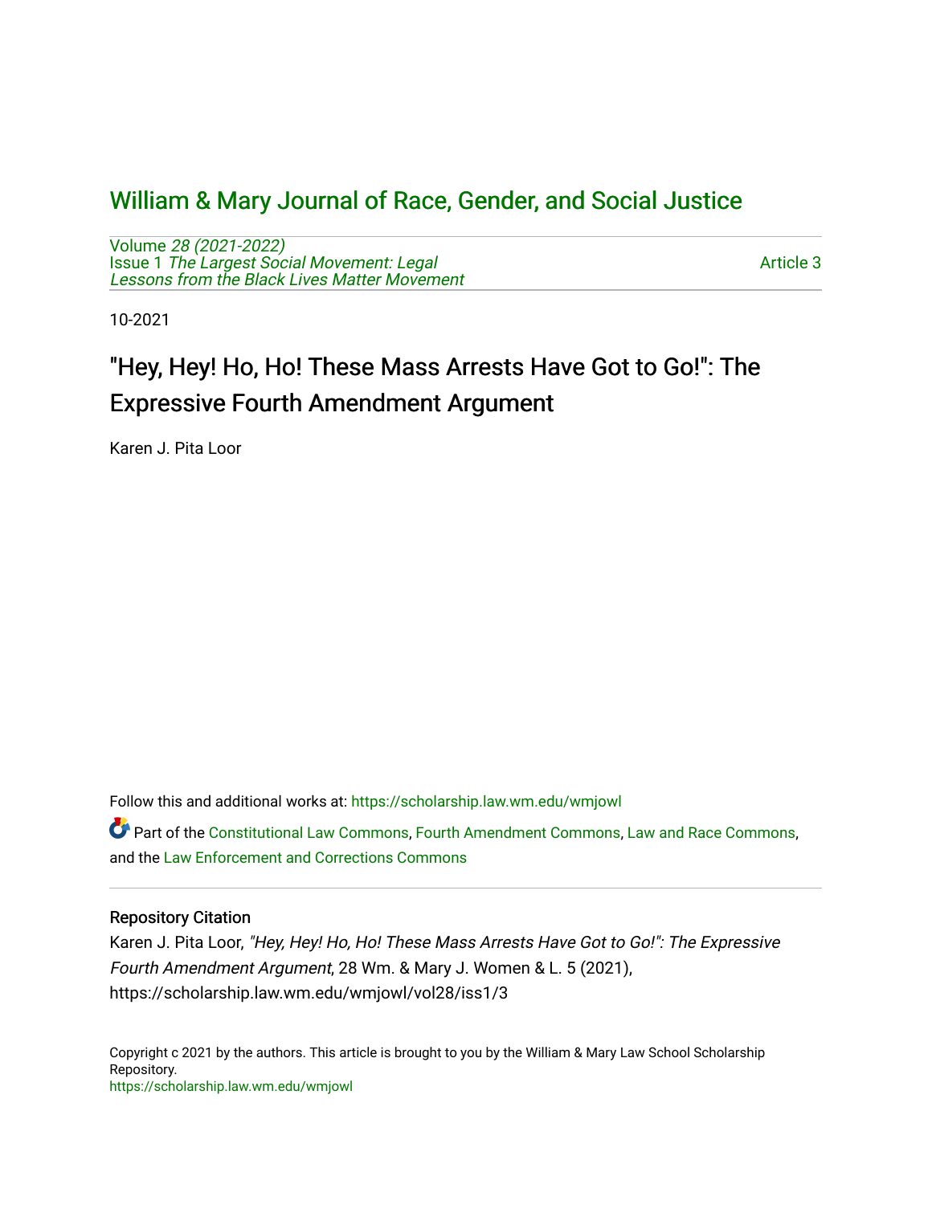# William & Mary Journal of Race, Gender, and Social Justice

Volume *28 (2021-2022)*
Issue 1 *The Largest Social Movement: Legal Lessons from the Black Lives Matter Movement*

Article 3

10-2021

## "Hey, Hey! Ho, Ho! These Mass Arrests Have Got to Go!": The Expressive Fourth Amendment Argument

Karen J. Pita Loor

Follow this and additional works at: https://scholarship.law.wm.edu/wmjowl

Part of the Constitutional Law Commons, Fourth Amendment Commons, Law and Race Commons, and the Law Enforcement and Corrections Commons

### Repository Citation

Karen J. Pita Loor, *"Hey, Hey! Ho, Ho! These Mass Arrests Have Got to Go!": The Expressive Fourth Amendment Argument*, 28 Wm. & Mary J. Women & L. 5 (2021), https://scholarship.law.wm.edu/wmjowl/vol28/iss1/3

Copyright c 2021 by the authors. This article is brought to you by the William & Mary Law School Scholarship Repository.
https://scholarship.law.wm.edu/wmjowl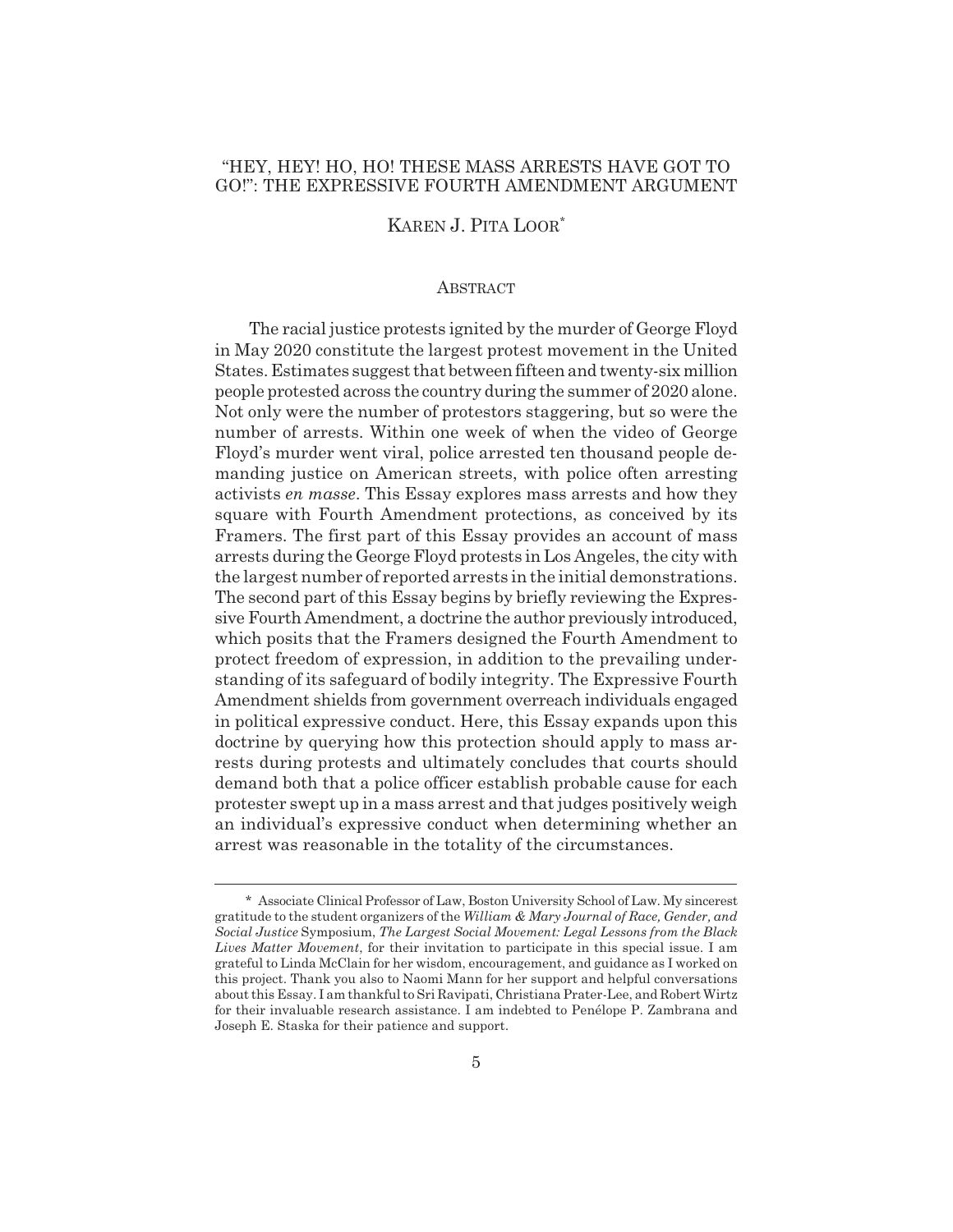# "HEY, HEY! HO, HO! THESE MASS ARRESTS HAVE GOT TO GO!": THE EXPRESSIVE FOURTH AMENDMENT ARGUMENT

KAREN J. PITA LOOR*

## ABSTRACT

The racial justice protests ignited by the murder of George Floyd in May 2020 constitute the largest protest movement in the United States. Estimates suggest that between fifteen and twenty-six million people protested across the country during the summer of 2020 alone. Not only were the number of protestors staggering, but so were the number of arrests. Within one week of when the video of George Floyd's murder went viral, police arrested ten thousand people demanding justice on American streets, with police often arresting activists *en masse*. This Essay explores mass arrests and how they square with Fourth Amendment protections, as conceived by its Framers. The first part of this Essay provides an account of mass arrests during the George Floyd protests in Los Angeles, the city with the largest number of reported arrests in the initial demonstrations. The second part of this Essay begins by briefly reviewing the Expressive Fourth Amendment, a doctrine the author previously introduced, which posits that the Framers designed the Fourth Amendment to protect freedom of expression, in addition to the prevailing understanding of its safeguard of bodily integrity. The Expressive Fourth Amendment shields from government overreach individuals engaged in political expressive conduct. Here, this Essay expands upon this doctrine by querying how this protection should apply to mass arrests during protests and ultimately concludes that courts should demand both that a police officer establish probable cause for each protester swept up in a mass arrest and that judges positively weigh an individual's expressive conduct when determining whether an arrest was reasonable in the totality of the circumstances.

---

\* Associate Clinical Professor of Law, Boston University School of Law. My sincerest gratitude to the student organizers of the *William & Mary Journal of Race, Gender, and Social Justice* Symposium, *The Largest Social Movement: Legal Lessons from the Black Lives Matter Movement*, for their invitation to participate in this special issue. I am grateful to Linda McClain for her wisdom, encouragement, and guidance as I worked on this project. Thank you also to Naomi Mann for her support and helpful conversations about this Essay. I am thankful to Sri Ravipati, Christiana Prater-Lee, and Robert Wirtz for their invaluable research assistance. I am indebted to Penélope P. Zambrana and Joseph E. Staska for their patience and support.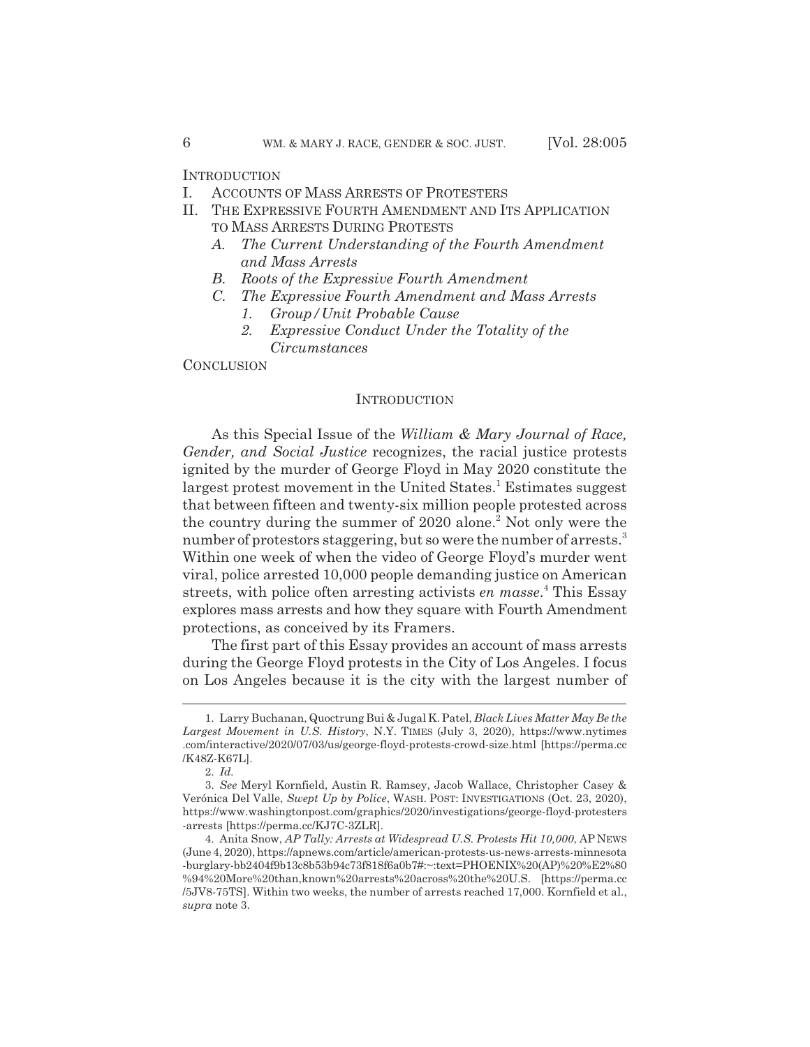INTRODUCTION

I. ACCOUNTS OF MASS ARRESTS OF PROTESTERS

II. THE EXPRESSIVE FOURTH AMENDMENT AND ITS APPLICATION TO MASS ARRESTS DURING PROTESTS

   *A. The Current Understanding of the Fourth Amendment and Mass Arrests*

   *B. Roots of the Expressive Fourth Amendment*

   *C. The Expressive Fourth Amendment and Mass Arrests*

      *1. Group/Unit Probable Cause*

      *2. Expressive Conduct Under the Totality of the Circumstances*

CONCLUSION

## INTRODUCTION

As this Special Issue of the *William & Mary Journal of Race, Gender, and Social Justice* recognizes, the racial justice protests ignited by the murder of George Floyd in May 2020 constitute the largest protest movement in the United States.[1] Estimates suggest that between fifteen and twenty-six million people protested across the country during the summer of 2020 alone.[2] Not only were the number of protestors staggering, but so were the number of arrests.[3] Within one week of when the video of George Floyd's murder went viral, police arrested 10,000 people demanding justice on American streets, with police often arresting activists *en masse*.[4] This Essay explores mass arrests and how they square with Fourth Amendment protections, as conceived by its Framers.

The first part of this Essay provides an account of mass arrests during the George Floyd protests in the City of Los Angeles. I focus on Los Angeles because it is the city with the largest number of

---

1. Larry Buchanan, Quoctrung Bui & Jugal K. Patel, *Black Lives Matter May Be the Largest Movement in U.S. History*, N.Y. TIMES (July 3, 2020), https://www.nytimes.com/interactive/2020/07/03/us/george-floyd-protests-crowd-size.html [https://perma.cc/K48Z-K67L].

2. *Id.*

3. *See* Meryl Kornfield, Austin R. Ramsey, Jacob Wallace, Christopher Casey & Verónica Del Valle, *Swept Up by Police*, WASH. POST: INVESTIGATIONS (Oct. 23, 2020), https://www.washingtonpost.com/graphics/2020/investigations/george-floyd-protesters-arrests [https://perma.cc/KJ7C-3ZLR].

4. Anita Snow, *AP Tally: Arrests at Widespread U.S. Protests Hit 10,000*, AP NEWS (June 4, 2020), https://apnews.com/article/american-protests-us-news-arrests-minnesota-burglary-bb2404f9b13c8b53b94c73f818f6a0b7#:~:text=PHOENIX%20(AP)%20%E2%80%94%20More%20than,known%20arrests%20across%20the%20U.S. [https://perma.cc/5JV8-75TS]. Within two weeks, the number of arrests reached 17,000. Kornfield et al., *supra* note 3.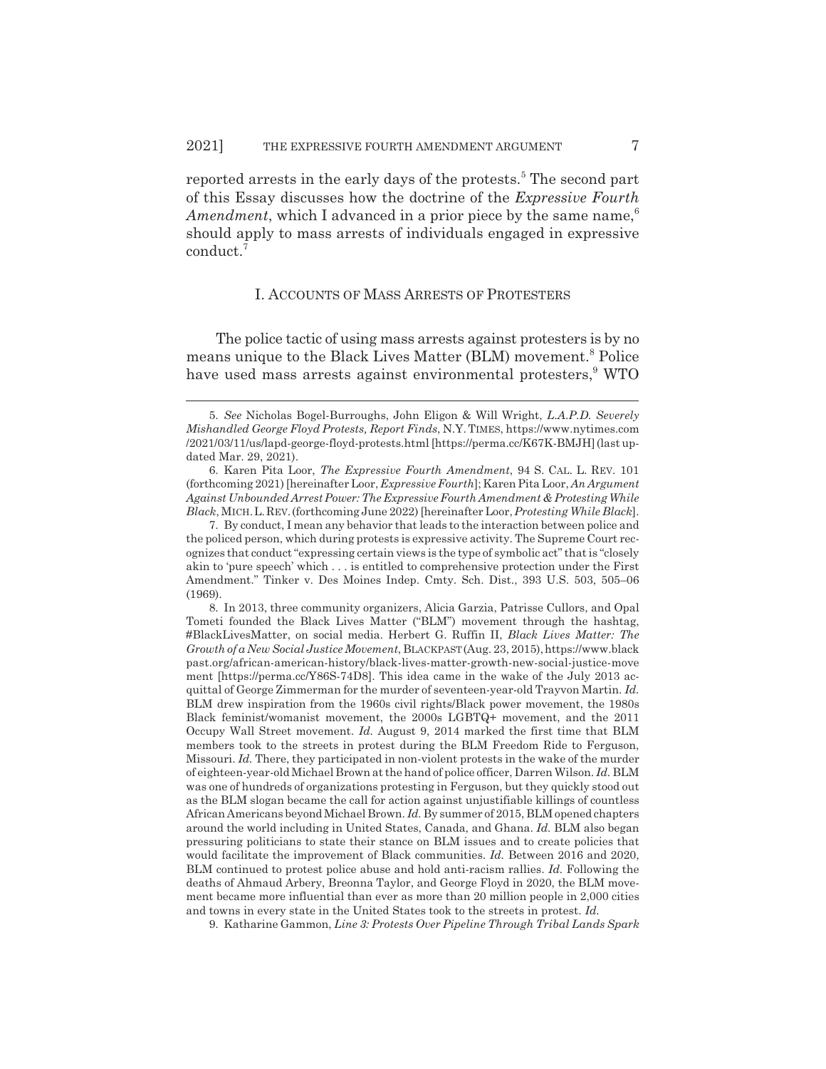reported arrests in the early days of the protests.[5] The second part of this Essay discusses how the doctrine of the *Expressive Fourth Amendment*, which I advanced in a prior piece by the same name,[6] should apply to mass arrests of individuals engaged in expressive conduct.[7]

## I. ACCOUNTS OF MASS ARRESTS OF PROTESTERS

The police tactic of using mass arrests against protesters is by no means unique to the Black Lives Matter (BLM) movement.[8] Police have used mass arrests against environmental protesters,[9] WTO

---

5. *See* Nicholas Bogel-Burroughs, John Eligon & Will Wright, *L.A.P.D. Severely Mishandled George Floyd Protests, Report Finds*, N.Y. TIMES, https://www.nytimes.com/2021/03/11/us/lapd-george-floyd-protests.html [https://perma.cc/K67K-BMJH] (last updated Mar. 29, 2021).

6. Karen Pita Loor, *The Expressive Fourth Amendment*, 94 S. CAL. L. REV. 101 (forthcoming 2021) [hereinafter Loor, *Expressive Fourth*]; Karen Pita Loor, *An Argument Against Unbounded Arrest Power: The Expressive Fourth Amendment & Protesting While Black*, MICH. L. REV. (forthcoming June 2022) [hereinafter Loor, *Protesting While Black*].

7. By conduct, I mean any behavior that leads to the interaction between police and the policed person, which during protests is expressive activity. The Supreme Court recognizes that conduct "expressing certain views is the type of symbolic act" that is "closely akin to 'pure speech' which . . . is entitled to comprehensive protection under the First Amendment." Tinker v. Des Moines Indep. Cmty. Sch. Dist., 393 U.S. 503, 505–06 (1969).

8. In 2013, three community organizers, Alicia Garzia, Patrisse Cullors, and Opal Tometi founded the Black Lives Matter ("BLM") movement through the hashtag, #BlackLivesMatter, on social media. Herbert G. Ruffin II, *Black Lives Matter: The Growth of a New Social Justice Movement*, BLACKPAST (Aug. 23, 2015), https://www.blackpast.org/african-american-history/black-lives-matter-growth-new-social-justice-movement [https://perma.cc/Y86S-74D8]. This idea came in the wake of the July 2013 acquittal of George Zimmerman for the murder of seventeen-year-old Trayvon Martin. *Id.* BLM drew inspiration from the 1960s civil rights/Black power movement, the 1980s Black feminist/womanist movement, the 2000s LGBTQ+ movement, and the 2011 Occupy Wall Street movement. *Id.* August 9, 2014 marked the first time that BLM members took to the streets in protest during the BLM Freedom Ride to Ferguson, Missouri. *Id.* There, they participated in non-violent protests in the wake of the murder of eighteen-year-old Michael Brown at the hand of police officer, Darren Wilson. *Id.* BLM was one of hundreds of organizations protesting in Ferguson, but they quickly stood out as the BLM slogan became the call for action against unjustifiable killings of countless African Americans beyond Michael Brown. *Id.* By summer of 2015, BLM opened chapters around the world including in United States, Canada, and Ghana. *Id.* BLM also began pressuring politicians to state their stance on BLM issues and to create policies that would facilitate the improvement of Black communities. *Id.* Between 2016 and 2020, BLM continued to protest police abuse and hold anti-racism rallies. *Id.* Following the deaths of Ahmaud Arbery, Breonna Taylor, and George Floyd in 2020, the BLM movement became more influential than ever as more than 20 million people in 2,000 cities and towns in every state in the United States took to the streets in protest. *Id.*

9. Katharine Gammon, *Line 3: Protests Over Pipeline Through Tribal Lands Spark*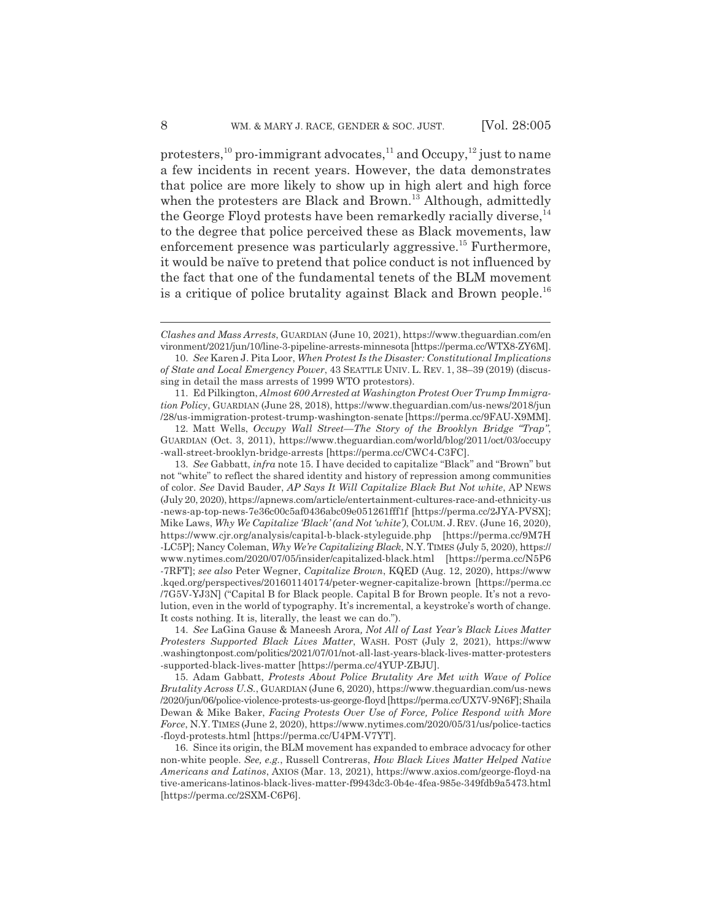protesters,[10] pro-immigrant advocates,[11] and Occupy,[12] just to name a few incidents in recent years. However, the data demonstrates that police are more likely to show up in high alert and high force when the protesters are Black and Brown.[13] Although, admittedly the George Floyd protests have been remarkedly racially diverse,[14] to the degree that police perceived these as Black movements, law enforcement presence was particularly aggressive.[15] Furthermore, it would be naïve to pretend that police conduct is not influenced by the fact that one of the fundamental tenets of the BLM movement is a critique of police brutality against Black and Brown people.[16]

---

*Clashes and Mass Arrests*, GUARDIAN (June 10, 2021), https://www.theguardian.com/environment/2021/jun/10/line-3-pipeline-arrests-minnesota [https://perma.cc/WTX8-ZY6M].

10. *See* Karen J. Pita Loor, *When Protest Is the Disaster: Constitutional Implications of State and Local Emergency Power*, 43 SEATTLE UNIV. L. REV. 1, 38–39 (2019) (discussing in detail the mass arrests of 1999 WTO protestors).

11. Ed Pilkington, *Almost 600 Arrested at Washington Protest Over Trump Immigration Policy*, GUARDIAN (June 28, 2018), https://www.theguardian.com/us-news/2018/jun/28/us-immigration-protest-trump-washington-senate [https://perma.cc/9FAU-X9MM].

12. Matt Wells, *Occupy Wall Street—The Story of the Brooklyn Bridge "Trap"*, GUARDIAN (Oct. 3, 2011), https://www.theguardian.com/world/blog/2011/oct/03/occupy-wall-street-brooklyn-bridge-arrests [https://perma.cc/CWC4-C3FC].

13. *See* Gabbatt, *infra* note 15. I have decided to capitalize "Black" and "Brown" but not "white" to reflect the shared identity and history of repression among communities of color. *See* David Bauder, *AP Says It Will Capitalize Black But Not white*, AP NEWS (July 20, 2020), https://apnews.com/article/entertainment-cultures-race-and-ethnicity-us-news-ap-top-news-7e36c00c5af0436abc09e051261fff1f [https://perma.cc/2JYA-PVSX]; Mike Laws, *Why We Capitalize 'Black' (and Not 'white')*, COLUM. J. REV. (June 16, 2020), https://www.cjr.org/analysis/capital-b-black-styleguide.php [https://perma.cc/9M7H-LC5P]; Nancy Coleman, *Why We're Capitalizing Black*, N.Y. TIMES (July 5, 2020), https://www.nytimes.com/2020/07/05/insider/capitalized-black.html [https://perma.cc/N5P6-7RFT]; *see also* Peter Wegner, *Capitalize Brown*, KQED (Aug. 12, 2020), https://www.kqed.org/perspectives/201601140174/peter-wegner-capitalize-brown [https://perma.cc/7G5V-YJ3N] ("Capital B for Black people. Capital B for Brown people. It's not a revolution, even in the world of typography. It's incremental, a keystroke's worth of change. It costs nothing. It is, literally, the least we can do.").

14. *See* LaGina Gause & Maneesh Arora, *Not All of Last Year's Black Lives Matter Protesters Supported Black Lives Matter*, WASH. POST (July 2, 2021), https://www.washingtonpost.com/politics/2021/07/01/not-all-last-years-black-lives-matter-protesters-supported-black-lives-matter [https://perma.cc/4YUP-ZBJU].

15. Adam Gabbatt, *Protests About Police Brutality Are Met with Wave of Police Brutality Across U.S.*, GUARDIAN (June 6, 2020), https://www.theguardian.com/us-news/2020/jun/06/police-violence-protests-us-george-floyd [https://perma.cc/UX7V-9N6F]; Shaila Dewan & Mike Baker, *Facing Protests Over Use of Force, Police Respond with More Force*, N.Y. TIMES (June 2, 2020), https://www.nytimes.com/2020/05/31/us/police-tactics-floyd-protests.html [https://perma.cc/U4PM-V7YT].

16. Since its origin, the BLM movement has expanded to embrace advocacy for other non-white people. *See, e.g.*, Russell Contreras, *How Black Lives Matter Helped Native Americans and Latinos*, AXIOS (Mar. 13, 2021), https://www.axios.com/george-floyd-native-americans-latinos-black-lives-matter-f9943dc3-0b4e-4fea-985e-349fdb9a5473.html [https://perma.cc/2SXM-C6P6].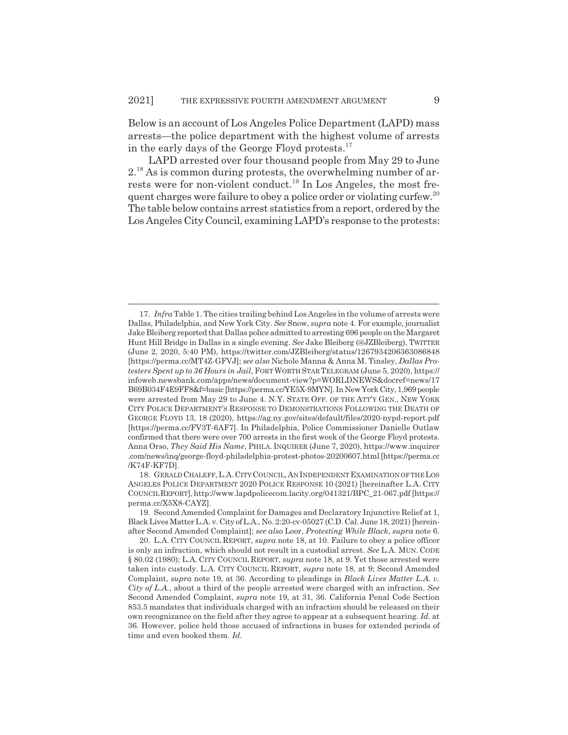Below is an account of Los Angeles Police Department (LAPD) mass arrests—the police department with the highest volume of arrests in the early days of the George Floyd protests.[17]

LAPD arrested over four thousand people from May 29 to June 2.[18] As is common during protests, the overwhelming number of arrests were for non-violent conduct.[19] In Los Angeles, the most frequent charges were failure to obey a police order or violating curfew.[20] The table below contains arrest statistics from a report, ordered by the Los Angeles City Council, examining LAPD's response to the protests:

---

17. *Infra* Table 1. The cities trailing behind Los Angeles in the volume of arrests were Dallas, Philadelphia, and New York City. *See* Snow, *supra* note 4. For example, journalist Jake Bleiberg reported that Dallas police admitted to arresting 696 people on the Margaret Hunt Hill Bridge in Dallas in a single evening. *See* Jake Bleiberg (@JZBleiberg), TWITTER (June 2, 2020, 5:40 PM), https://twitter.com/JZBleiberg/status/1267934206363086848 [https://perma.cc/MT4Z-GFVJ]; *see also* Nichole Manna & Anna M. Tinsley, *Dallas Protesters Spent up to 36 Hours in Jail*, FORT WORTH STAR TELEGRAM (June 5, 2020), https://infoweb.newsbank.com/apps/news/document-view?p=WORLDNEWS&docref=news/17B69B034F4E9FF8&f=basic [https://perma.cc/YE5X-9MYN]. In New York City, 1,969 people were arrested from May 29 to June 4. N.Y. STATE OFF. OF THE ATT'Y GEN., NEW YORK CITY POLICE DEPARTMENT'S RESPONSE TO DEMONSTRATIONS FOLLOWING THE DEATH OF GEORGE FLOYD 13, 18 (2020), https://ag.ny.gov/sites/default/files/2020-nypd-report.pdf [https://perma.cc/FV3T-6AF7]. In Philadelphia, Police Commissioner Danielle Outlaw confirmed that there were over 700 arrests in the first week of the George Floyd protests. Anna Orso, *They Said His Name*, PHILA. INQUIRER (June 7, 2020), https://www.inquirer.com/news/inq/george-floyd-philadelphia-protest-photos-20200607.html [https://perma.cc/K74F-KF7D].

18. GERALD CHALEFF, L.A. CITY COUNCIL, AN INDEPENDENT EXAMINATION OF THE LOS ANGELES POLICE DEPARTMENT 2020 POLICE RESPONSE 10 (2021) [hereinafter L.A. CITY COUNCIL REPORT], http://www.lapdpolicecom.lacity.org/041321/BPC_21-067.pdf [https://perma.cc/X5X8-CAYZ].

19. Second Amended Complaint for Damages and Declaratory Injunctive Relief at 1, Black Lives Matter L.A. v. City of L.A., No. 2:20-cv-05027 (C.D. Cal. June 18, 2021) [hereinafter Second Amended Complaint]; *see also* Loor, *Protesting While Black*, *supra* note 6.

20. L.A. CITY COUNCIL REPORT, *supra* note 18, at 10. Failure to obey a police officer is only an infraction, which should not result in a custodial arrest. *See* L.A. MUN. CODE § 80.02 (1980); L.A. CITY COUNCIL REPORT, *supra* note 18, at 9. Yet those arrested were taken into custody. L.A. CITY COUNCIL REPORT, *supra* note 18, at 9; Second Amended Complaint, *supra* note 19, at 36. According to pleadings in *Black Lives Matter L.A. v. City of L.A.*, about a third of the people arrested were charged with an infraction. *See* Second Amended Complaint, *supra* note 19, at 31, 36. California Penal Code Section 853.5 mandates that individuals charged with an infraction should be released on their own recognizance on the field after they agree to appear at a subsequent hearing. *Id.* at 36. However, police held those accused of infractions in buses for extended periods of time and even booked them. *Id.*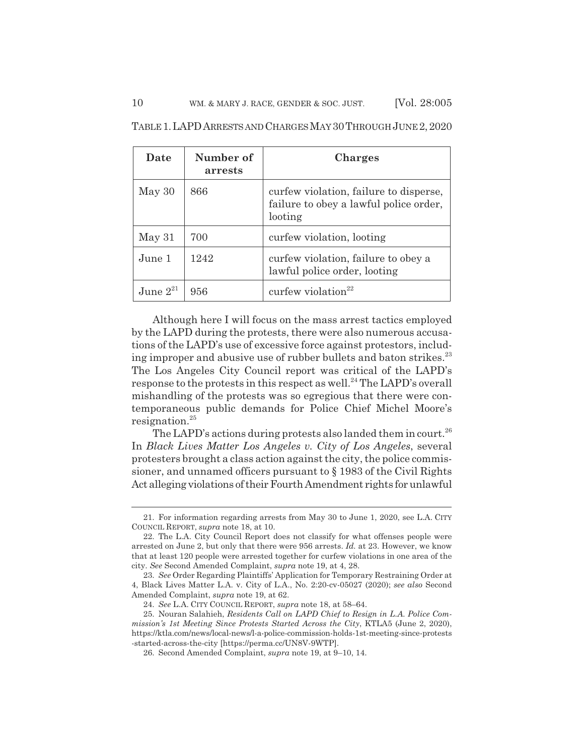TABLE 1. LAPD ARRESTS AND CHARGES MAY 30 THROUGH JUNE 2, 2020

| Date | Number of arrests | Charges |
|---|---|---|
| May 30 | 866 | curfew violation, failure to disperse, failure to obey a lawful police order, looting |
| May 31 | 700 | curfew violation, looting |
| June 1 | 1242 | curfew violation, failure to obey a lawful police order, looting |
| June 2[21] | 956 | curfew violation[22] |

Although here I will focus on the mass arrest tactics employed by the LAPD during the protests, there were also numerous accusations of the LAPD's use of excessive force against protestors, including improper and abusive use of rubber bullets and baton strikes.[23] The Los Angeles City Council report was critical of the LAPD's response to the protests in this respect as well.[24] The LAPD's overall mishandling of the protests was so egregious that there were contemporaneous public demands for Police Chief Michel Moore's resignation.[25]

The LAPD's actions during protests also landed them in court.[26] In *Black Lives Matter Los Angeles v. City of Los Angeles*, several protesters brought a class action against the city, the police commissioner, and unnamed officers pursuant to § 1983 of the Civil Rights Act alleging violations of their Fourth Amendment rights for unlawful

---

21. For information regarding arrests from May 30 to June 1, 2020, see L.A. CITY COUNCIL REPORT, *supra* note 18, at 10.

22. The L.A. City Council Report does not classify for what offenses people were arrested on June 2, but only that there were 956 arrests. *Id.* at 23. However, we know that at least 120 people were arrested together for curfew violations in one area of the city. *See* Second Amended Complaint, *supra* note 19, at 4, 28.

23. *See* Order Regarding Plaintiffs' Application for Temporary Restraining Order at 4, Black Lives Matter L.A. v. City of L.A., No. 2:20-cv-05027 (2020); *see also* Second Amended Complaint, *supra* note 19, at 62.

24. *See* L.A. CITY COUNCIL REPORT, *supra* note 18, at 58–64.

25. Nouran Salahieh, *Residents Call on LAPD Chief to Resign in L.A. Police Commission's 1st Meeting Since Protests Started Across the City*, KTLA5 (June 2, 2020), https://ktla.com/news/local-news/l-a-police-commission-holds-1st-meeting-since-protests-started-across-the-city [https://perma.cc/UN8V-9WTP].

26. Second Amended Complaint, *supra* note 19, at 9–10, 14.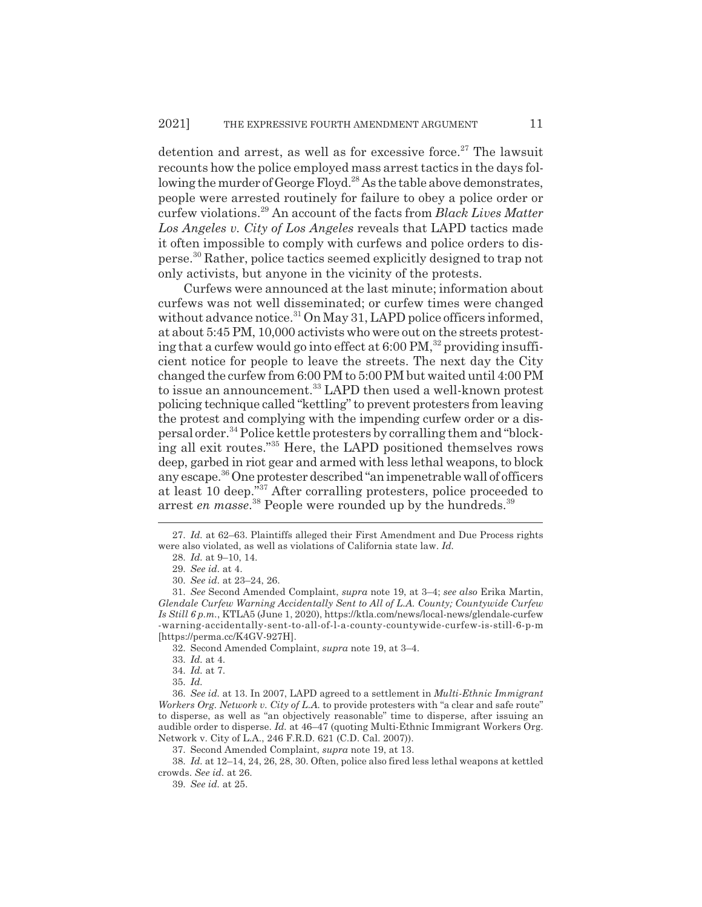detention and arrest, as well as for excessive force.[27] The lawsuit recounts how the police employed mass arrest tactics in the days following the murder of George Floyd.[28] As the table above demonstrates, people were arrested routinely for failure to obey a police order or curfew violations.[29] An account of the facts from *Black Lives Matter Los Angeles v. City of Los Angeles* reveals that LAPD tactics made it often impossible to comply with curfews and police orders to disperse.[30] Rather, police tactics seemed explicitly designed to trap not only activists, but anyone in the vicinity of the protests.

Curfews were announced at the last minute; information about curfews was not well disseminated; or curfew times were changed without advance notice.[31] On May 31, LAPD police officers informed, at about 5:45 PM, 10,000 activists who were out on the streets protesting that a curfew would go into effect at 6:00 PM,[32] providing insufficient notice for people to leave the streets. The next day the City changed the curfew from 6:00 PM to 5:00 PM but waited until 4:00 PM to issue an announcement.[33] LAPD then used a well-known protest policing technique called "kettling" to prevent protesters from leaving the protest and complying with the impending curfew order or a dispersal order.[34] Police kettle protesters by corralling them and "blocking all exit routes."[35] Here, the LAPD positioned themselves rows deep, garbed in riot gear and armed with less lethal weapons, to block any escape.[36] One protester described "an impenetrable wall of officers at least 10 deep."[37] After corralling protesters, police proceeded to arrest *en masse*.[38] People were rounded up by the hundreds.[39]

---

27. *Id.* at 62–63. Plaintiffs alleged their First Amendment and Due Process rights were also violated, as well as violations of California state law. *Id.*

28. *Id.* at 9–10, 14.

29. *See id.* at 4.

30. *See id.* at 23–24, 26.

31. *See* Second Amended Complaint, *supra* note 19, at 3–4; *see also* Erika Martin, *Glendale Curfew Warning Accidentally Sent to All of L.A. County; Countywide Curfew Is Still 6 p.m.*, KTLA5 (June 1, 2020), https://ktla.com/news/local-news/glendale-curfew-warning-accidentally-sent-to-all-of-l-a-county-countywide-curfew-is-still-6-p-m [https://perma.cc/K4GV-927H].

32. Second Amended Complaint, *supra* note 19, at 3–4.

33. *Id.* at 4.

34. *Id.* at 7.

35. *Id.*

36. *See id.* at 13. In 2007, LAPD agreed to a settlement in *Multi-Ethnic Immigrant Workers Org. Network v. City of L.A.* to provide protesters with "a clear and safe route" to disperse, as well as "an objectively reasonable" time to disperse, after issuing an audible order to disperse. *Id.* at 46–47 (quoting Multi-Ethnic Immigrant Workers Org. Network v. City of L.A., 246 F.R.D. 621 (C.D. Cal. 2007)).

37. Second Amended Complaint, *supra* note 19, at 13.

38. *Id.* at 12–14, 24, 26, 28, 30. Often, police also fired less lethal weapons at kettled crowds. *See id.* at 26.

39. *See id.* at 25.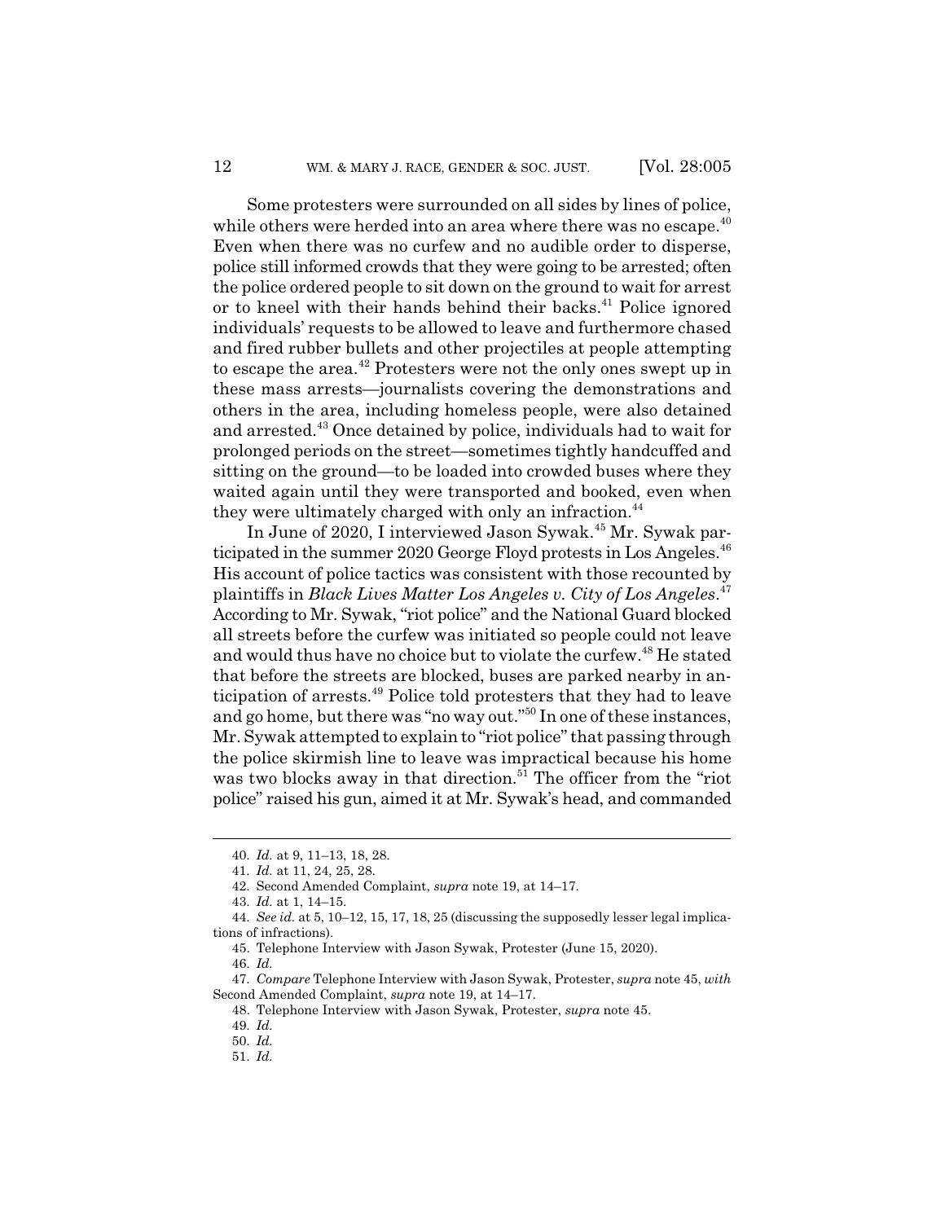Some protesters were surrounded on all sides by lines of police, while others were herded into an area where there was no escape.[40] Even when there was no curfew and no audible order to disperse, police still informed crowds that they were going to be arrested; often the police ordered people to sit down on the ground to wait for arrest or to kneel with their hands behind their backs.[41] Police ignored individuals' requests to be allowed to leave and furthermore chased and fired rubber bullets and other projectiles at people attempting to escape the area.[42] Protesters were not the only ones swept up in these mass arrests—journalists covering the demonstrations and others in the area, including homeless people, were also detained and arrested.[43] Once detained by police, individuals had to wait for prolonged periods on the street—sometimes tightly handcuffed and sitting on the ground—to be loaded into crowded buses where they waited again until they were transported and booked, even when they were ultimately charged with only an infraction.[44]

In June of 2020, I interviewed Jason Sywak.[45] Mr. Sywak participated in the summer 2020 George Floyd protests in Los Angeles.[46] His account of police tactics was consistent with those recounted by plaintiffs in *Black Lives Matter Los Angeles v. City of Los Angeles*.[47] According to Mr. Sywak, "riot police" and the National Guard blocked all streets before the curfew was initiated so people could not leave and would thus have no choice but to violate the curfew.[48] He stated that before the streets are blocked, buses are parked nearby in anticipation of arrests.[49] Police told protesters that they had to leave and go home, but there was "no way out."[50] In one of these instances, Mr. Sywak attempted to explain to "riot police" that passing through the police skirmish line to leave was impractical because his home was two blocks away in that direction.[51] The officer from the "riot police" raised his gun, aimed it at Mr. Sywak's head, and commanded

---

40. *Id.* at 9, 11–13, 18, 28.

41. *Id.* at 11, 24, 25, 28.

42. Second Amended Complaint, *supra* note 19, at 14–17.

43. *Id.* at 1, 14–15.

44. *See id.* at 5, 10–12, 15, 17, 18, 25 (discussing the supposedly lesser legal implications of infractions).

45. Telephone Interview with Jason Sywak, Protester (June 15, 2020).

46. *Id.*

47. *Compare* Telephone Interview with Jason Sywak, Protester, *supra* note 45, *with* Second Amended Complaint, *supra* note 19, at 14–17.

48. Telephone Interview with Jason Sywak, Protester, *supra* note 45.

49. *Id.*

50. *Id.*

51. *Id.*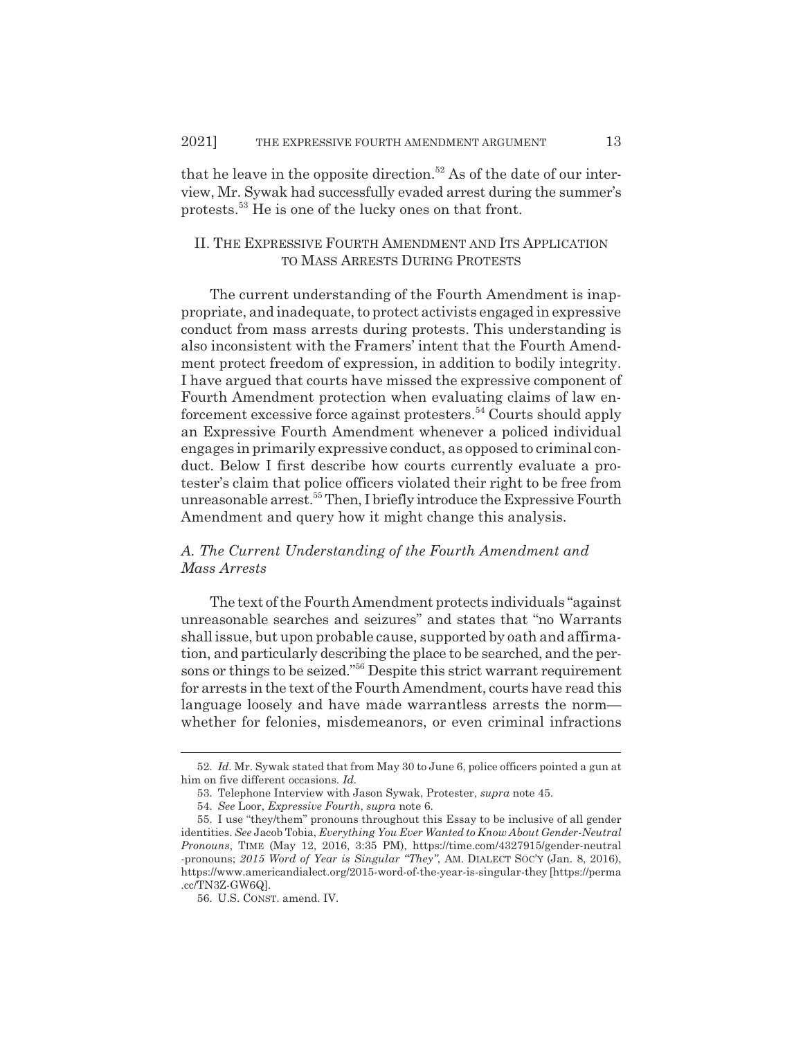that he leave in the opposite direction.[52] As of the date of our interview, Mr. Sywak had successfully evaded arrest during the summer's protests.[53] He is one of the lucky ones on that front.

## II. THE EXPRESSIVE FOURTH AMENDMENT AND ITS APPLICATION TO MASS ARRESTS DURING PROTESTS

The current understanding of the Fourth Amendment is inappropriate, and inadequate, to protect activists engaged in expressive conduct from mass arrests during protests. This understanding is also inconsistent with the Framers' intent that the Fourth Amendment protect freedom of expression, in addition to bodily integrity. I have argued that courts have missed the expressive component of Fourth Amendment protection when evaluating claims of law enforcement excessive force against protesters.[54] Courts should apply an Expressive Fourth Amendment whenever a policed individual engages in primarily expressive conduct, as opposed to criminal conduct. Below I first describe how courts currently evaluate a protester's claim that police officers violated their right to be free from unreasonable arrest.[55] Then, I briefly introduce the Expressive Fourth Amendment and query how it might change this analysis.

### *A. The Current Understanding of the Fourth Amendment and Mass Arrests*

The text of the Fourth Amendment protects individuals "against unreasonable searches and seizures" and states that "no Warrants shall issue, but upon probable cause, supported by oath and affirmation, and particularly describing the place to be searched, and the persons or things to be seized."[56] Despite this strict warrant requirement for arrests in the text of the Fourth Amendment, courts have read this language loosely and have made warrantless arrests the norm—whether for felonies, misdemeanors, or even criminal infractions

---

52. *Id.* Mr. Sywak stated that from May 30 to June 6, police officers pointed a gun at him on five different occasions. *Id.*

53. Telephone Interview with Jason Sywak, Protester, *supra* note 45.

54. *See* Loor, *Expressive Fourth*, *supra* note 6.

55. I use "they/them" pronouns throughout this Essay to be inclusive of all gender identities. *See* Jacob Tobia, *Everything You Ever Wanted to Know About Gender-Neutral Pronouns*, TIME (May 12, 2016, 3:35 PM), https://time.com/4327915/gender-neutral-pronouns; *2015 Word of Year is Singular "They"*, AM. DIALECT SOC'Y (Jan. 8, 2016), https://www.americandialect.org/2015-word-of-the-year-is-singular-they [https://perma.cc/TN3Z-GW6Q].

56. U.S. CONST. amend. IV.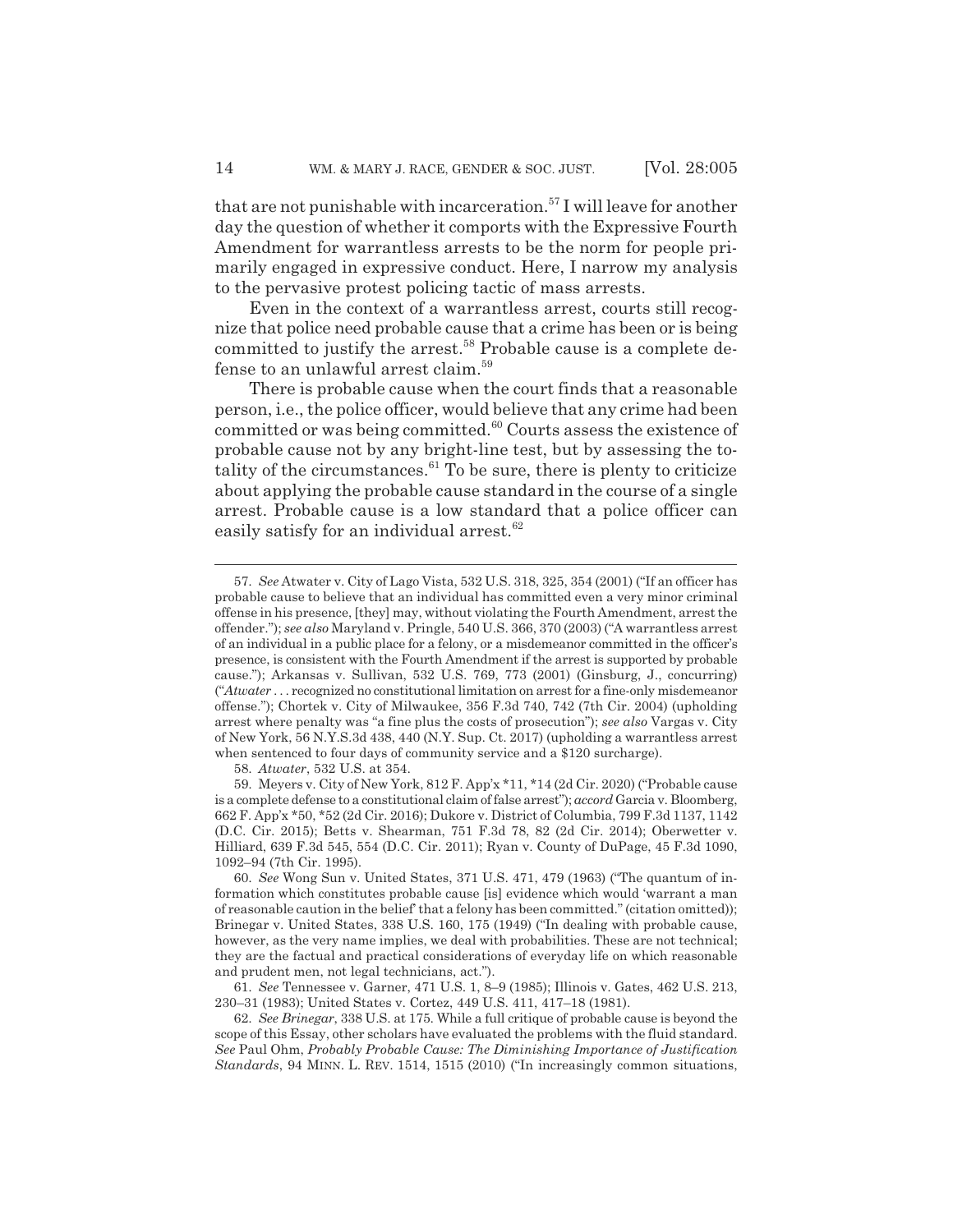that are not punishable with incarceration.[57] I will leave for another day the question of whether it comports with the Expressive Fourth Amendment for warrantless arrests to be the norm for people primarily engaged in expressive conduct. Here, I narrow my analysis to the pervasive protest policing tactic of mass arrests.

Even in the context of a warrantless arrest, courts still recognize that police need probable cause that a crime has been or is being committed to justify the arrest.[58] Probable cause is a complete defense to an unlawful arrest claim.[59]

There is probable cause when the court finds that a reasonable person, i.e., the police officer, would believe that any crime had been committed or was being committed.[60] Courts assess the existence of probable cause not by any bright-line test, but by assessing the totality of the circumstances.[61] To be sure, there is plenty to criticize about applying the probable cause standard in the course of a single arrest. Probable cause is a low standard that a police officer can easily satisfy for an individual arrest.[62]

---

57. *See* Atwater v. City of Lago Vista, 532 U.S. 318, 325, 354 (2001) ("If an officer has probable cause to believe that an individual has committed even a very minor criminal offense in his presence, [they] may, without violating the Fourth Amendment, arrest the offender."); *see also* Maryland v. Pringle, 540 U.S. 366, 370 (2003) ("A warrantless arrest of an individual in a public place for a felony, or a misdemeanor committed in the officer's presence, is consistent with the Fourth Amendment if the arrest is supported by probable cause."); Arkansas v. Sullivan, 532 U.S. 769, 773 (2001) (Ginsburg, J., concurring) ("*Atwater* . . . recognized no constitutional limitation on arrest for a fine-only misdemeanor offense."); Chortek v. City of Milwaukee, 356 F.3d 740, 742 (7th Cir. 2004) (upholding arrest where penalty was "a fine plus the costs of prosecution"); *see also* Vargas v. City of New York, 56 N.Y.S.3d 438, 440 (N.Y. Sup. Ct. 2017) (upholding a warrantless arrest when sentenced to four days of community service and a $120 surcharge).

58. *Atwater*, 532 U.S. at 354.

59. Meyers v. City of New York, 812 F. App'x *11, *14 (2d Cir. 2020) ("Probable cause is a complete defense to a constitutional claim of false arrest"); *accord* Garcia v. Bloomberg, 662 F. App'x *50, *52 (2d Cir. 2016); Dukore v. District of Columbia, 799 F.3d 1137, 1142 (D.C. Cir. 2015); Betts v. Shearman, 751 F.3d 78, 82 (2d Cir. 2014); Oberwetter v. Hilliard, 639 F.3d 545, 554 (D.C. Cir. 2011); Ryan v. County of DuPage, 45 F.3d 1090, 1092–94 (7th Cir. 1995).

60. *See* Wong Sun v. United States, 371 U.S. 471, 479 (1963) ("The quantum of information which constitutes probable cause [is] evidence which would 'warrant a man of reasonable caution in the belief' that a felony has been committed." (citation omitted)); Brinegar v. United States, 338 U.S. 160, 175 (1949) ("In dealing with probable cause, however, as the very name implies, we deal with probabilities. These are not technical; they are the factual and practical considerations of everyday life on which reasonable and prudent men, not legal technicians, act.").

61. *See* Tennessee v. Garner, 471 U.S. 1, 8–9 (1985); Illinois v. Gates, 462 U.S. 213, 230–31 (1983); United States v. Cortez, 449 U.S. 411, 417–18 (1981).

62. *See Brinegar*, 338 U.S. at 175. While a full critique of probable cause is beyond the scope of this Essay, other scholars have evaluated the problems with the fluid standard. *See* Paul Ohm, *Probably Probable Cause: The Diminishing Importance of Justification Standards*, 94 MINN. L. REV. 1514, 1515 (2010) ("In increasingly common situations,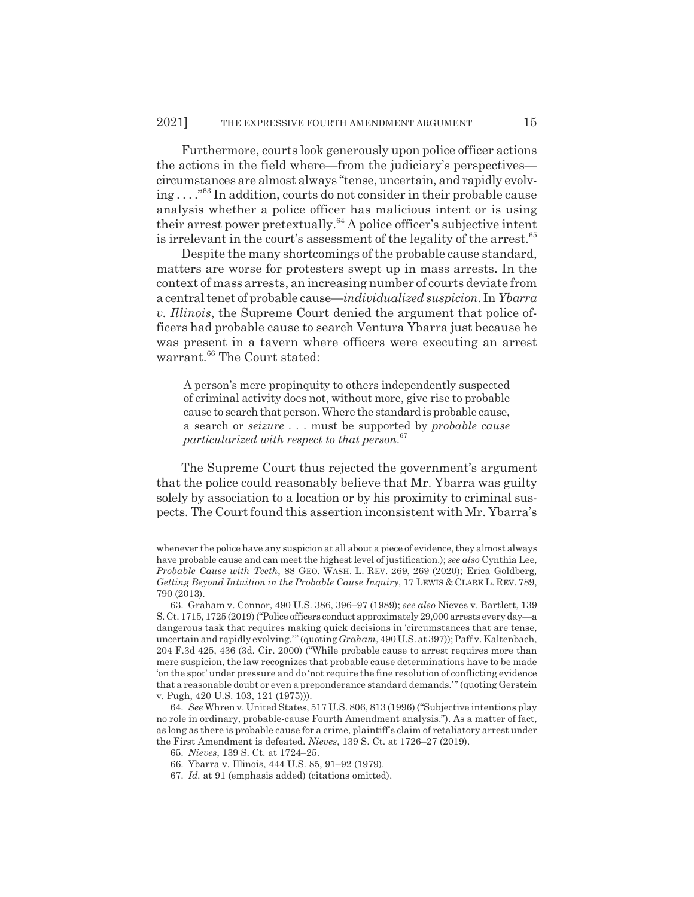Furthermore, courts look generously upon police officer actions the actions in the field where—from the judiciary's perspectives—circumstances are almost always "tense, uncertain, and rapidly evolving . . . ."[63] In addition, courts do not consider in their probable cause analysis whether a police officer has malicious intent or is using their arrest power pretextually.[64] A police officer's subjective intent is irrelevant in the court's assessment of the legality of the arrest.[65]

Despite the many shortcomings of the probable cause standard, matters are worse for protesters swept up in mass arrests. In the context of mass arrests, an increasing number of courts deviate from a central tenet of probable cause—*individualized suspicion*. In *Ybarra v. Illinois*, the Supreme Court denied the argument that police officers had probable cause to search Ventura Ybarra just because he was present in a tavern where officers were executing an arrest warrant.[66] The Court stated:

> A person's mere propinquity to others independently suspected of criminal activity does not, without more, give rise to probable cause to search that person. Where the standard is probable cause, a search or *seizure* . . . must be supported by *probable cause particularized with respect to that person*.[67]

The Supreme Court thus rejected the government's argument that the police could reasonably believe that Mr. Ybarra was guilty solely by association to a location or by his proximity to criminal suspects. The Court found this assertion inconsistent with Mr. Ybarra's

---

whenever the police have any suspicion at all about a piece of evidence, they almost always have probable cause and can meet the highest level of justification.); *see also* Cynthia Lee, *Probable Cause with Teeth*, 88 GEO. WASH. L. REV. 269, 269 (2020); Erica Goldberg, *Getting Beyond Intuition in the Probable Cause Inquiry*, 17 LEWIS & CLARK L. REV. 789, 790 (2013).

63. Graham v. Connor, 490 U.S. 386, 396–97 (1989); *see also* Nieves v. Bartlett, 139 S. Ct. 1715, 1725 (2019) ("Police officers conduct approximately 29,000 arrests every day—a dangerous task that requires making quick decisions in 'circumstances that are tense, uncertain and rapidly evolving.'" (quoting *Graham*, 490 U.S. at 397)); Paff v. Kaltenbach, 204 F.3d 425, 436 (3d. Cir. 2000) ("While probable cause to arrest requires more than mere suspicion, the law recognizes that probable cause determinations have to be made 'on the spot' under pressure and do 'not require the fine resolution of conflicting evidence that a reasonable doubt or even a preponderance standard demands.'" (quoting Gerstein v. Pugh, 420 U.S. 103, 121 (1975))).

64. *See* Whren v. United States, 517 U.S. 806, 813 (1996) ("Subjective intentions play no role in ordinary, probable-cause Fourth Amendment analysis."). As a matter of fact, as long as there is probable cause for a crime, plaintiff's claim of retaliatory arrest under the First Amendment is defeated. *Nieves*, 139 S. Ct. at 1726–27 (2019).

65. *Nieves*, 139 S. Ct. at 1724–25.

66. Ybarra v. Illinois, 444 U.S. 85, 91–92 (1979).

67. *Id.* at 91 (emphasis added) (citations omitted).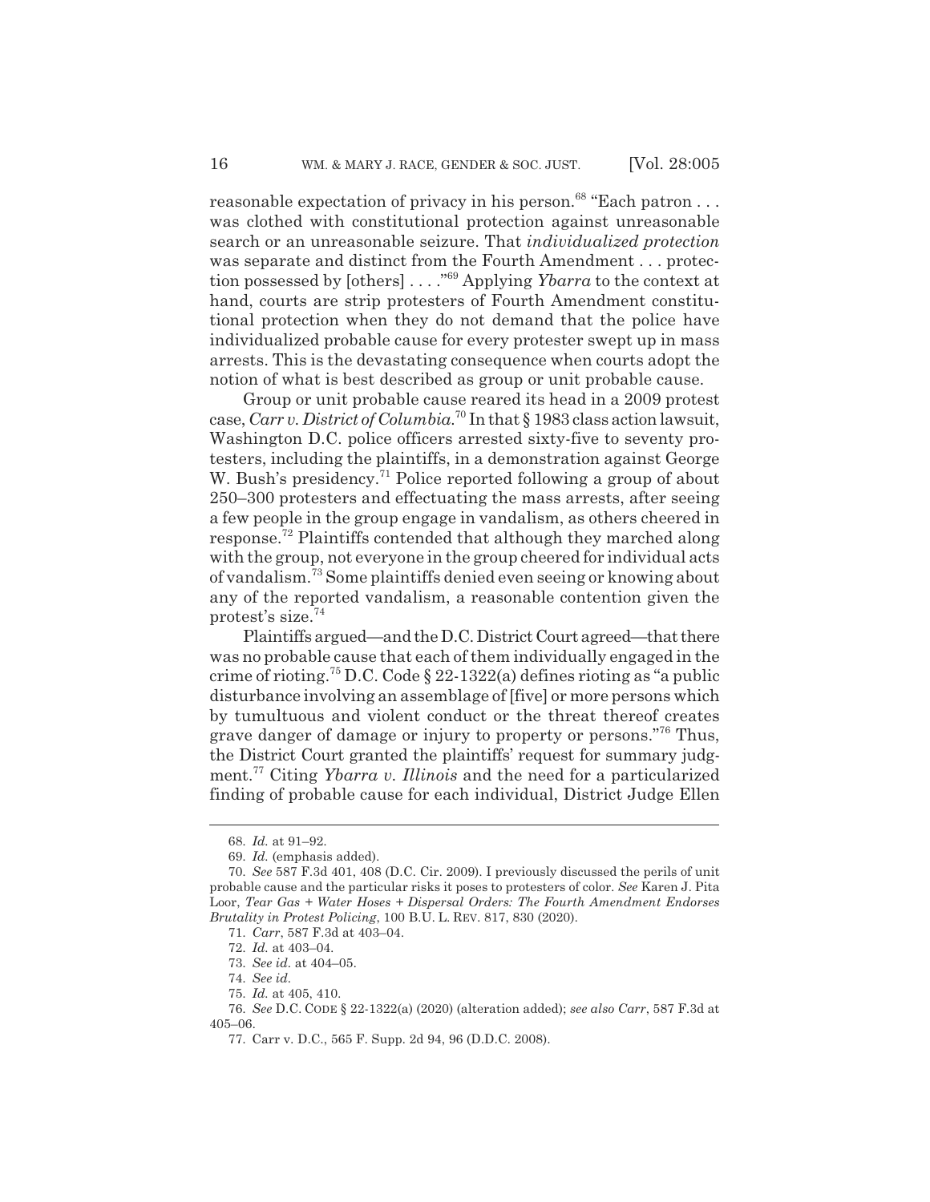reasonable expectation of privacy in his person.[68] "Each patron . . . was clothed with constitutional protection against unreasonable search or an unreasonable seizure. That *individualized protection* was separate and distinct from the Fourth Amendment . . . protection possessed by [others] . . . ."[69] Applying *Ybarra* to the context at hand, courts are strip protesters of Fourth Amendment constitutional protection when they do not demand that the police have individualized probable cause for every protester swept up in mass arrests. This is the devastating consequence when courts adopt the notion of what is best described as group or unit probable cause.

Group or unit probable cause reared its head in a 2009 protest case, *Carr v. District of Columbia*.[70] In that § 1983 class action lawsuit, Washington D.C. police officers arrested sixty-five to seventy protesters, including the plaintiffs, in a demonstration against George W. Bush's presidency.[71] Police reported following a group of about 250–300 protesters and effectuating the mass arrests, after seeing a few people in the group engage in vandalism, as others cheered in response.[72] Plaintiffs contended that although they marched along with the group, not everyone in the group cheered for individual acts of vandalism.[73] Some plaintiffs denied even seeing or knowing about any of the reported vandalism, a reasonable contention given the protest's size.[74]

Plaintiffs argued—and the D.C. District Court agreed—that there was no probable cause that each of them individually engaged in the crime of rioting.[75] D.C. Code § 22-1322(a) defines rioting as "a public disturbance involving an assemblage of [five] or more persons which by tumultuous and violent conduct or the threat thereof creates grave danger of damage or injury to property or persons."[76] Thus, the District Court granted the plaintiffs' request for summary judgment.[77] Citing *Ybarra v. Illinois* and the need for a particularized finding of probable cause for each individual, District Judge Ellen

---

68. *Id.* at 91–92.

69. *Id.* (emphasis added).

70. *See* 587 F.3d 401, 408 (D.C. Cir. 2009). I previously discussed the perils of unit probable cause and the particular risks it poses to protesters of color. *See* Karen J. Pita Loor, *Tear Gas + Water Hoses + Dispersal Orders: The Fourth Amendment Endorses Brutality in Protest Policing*, 100 B.U. L. REV. 817, 830 (2020).

71. *Carr*, 587 F.3d at 403–04.

72. *Id.* at 403–04.

73. *See id.* at 404–05.

74. *See id.*

75. *Id.* at 405, 410.

76. *See* D.C. CODE § 22-1322(a) (2020) (alteration added); *see also Carr*, 587 F.3d at 405–06.

77. Carr v. D.C., 565 F. Supp. 2d 94, 96 (D.D.C. 2008).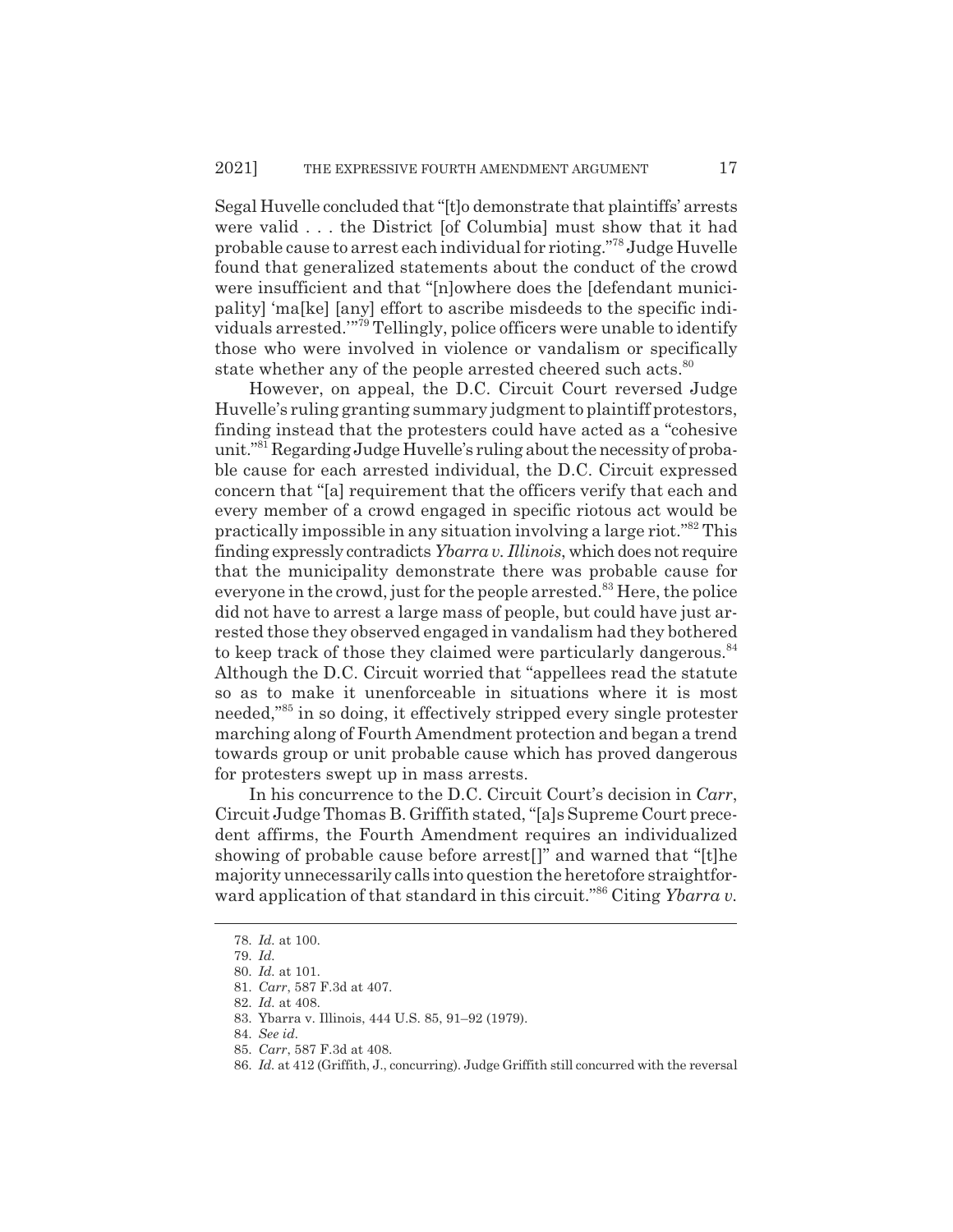Segal Huvelle concluded that "[t]o demonstrate that plaintiffs' arrests were valid . . . the District [of Columbia] must show that it had probable cause to arrest each individual for rioting."[78] Judge Huvelle found that generalized statements about the conduct of the crowd were insufficient and that "[n]owhere does the [defendant municipality] 'ma[ke] [any] effort to ascribe misdeeds to the specific individuals arrested.'"[79] Tellingly, police officers were unable to identify those who were involved in violence or vandalism or specifically state whether any of the people arrested cheered such acts.[80]

However, on appeal, the D.C. Circuit Court reversed Judge Huvelle's ruling granting summary judgment to plaintiff protestors, finding instead that the protesters could have acted as a "cohesive unit."[81] Regarding Judge Huvelle's ruling about the necessity of probable cause for each arrested individual, the D.C. Circuit expressed concern that "[a] requirement that the officers verify that each and every member of a crowd engaged in specific riotous act would be practically impossible in any situation involving a large riot."[82] This finding expressly contradicts *Ybarra v. Illinois*, which does not require that the municipality demonstrate there was probable cause for everyone in the crowd, just for the people arrested.[83] Here, the police did not have to arrest a large mass of people, but could have just arrested those they observed engaged in vandalism had they bothered to keep track of those they claimed were particularly dangerous.[84] Although the D.C. Circuit worried that "appellees read the statute so as to make it unenforceable in situations where it is most needed,"[85] in so doing, it effectively stripped every single protester marching along of Fourth Amendment protection and began a trend towards group or unit probable cause which has proved dangerous for protesters swept up in mass arrests.

In his concurrence to the D.C. Circuit Court's decision in *Carr*, Circuit Judge Thomas B. Griffith stated, "[a]s Supreme Court precedent affirms, the Fourth Amendment requires an individualized showing of probable cause before arrest[]" and warned that "[t]he majority unnecessarily calls into question the heretofore straightforward application of that standard in this circuit."[86] Citing *Ybarra v.*

---

78. *Id.* at 100.

79. *Id.*

80. *Id.* at 101.

81. *Carr*, 587 F.3d at 407.

82. *Id.* at 408.

83. Ybarra v. Illinois, 444 U.S. 85, 91–92 (1979).

84. *See id.*

85. *Carr*, 587 F.3d at 408.

86. *Id.* at 412 (Griffith, J., concurring). Judge Griffith still concurred with the reversal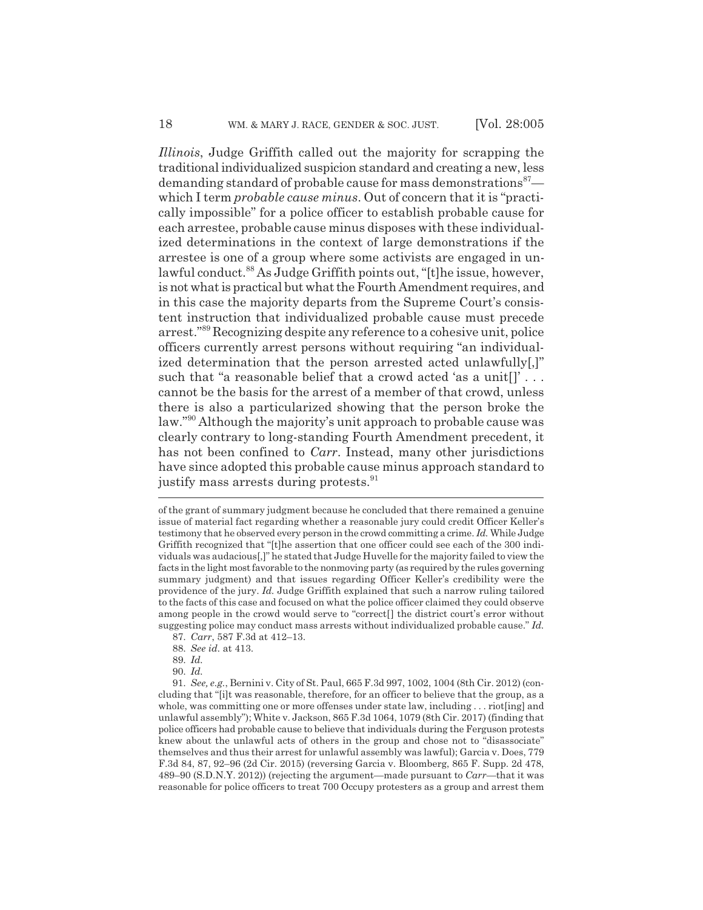*Illinois*, Judge Griffith called out the majority for scrapping the traditional individualized suspicion standard and creating a new, less demanding standard of probable cause for mass demonstrations[87]—which I term *probable cause minus*. Out of concern that it is "practically impossible" for a police officer to establish probable cause for each arrestee, probable cause minus disposes with these individualized determinations in the context of large demonstrations if the arrestee is one of a group where some activists are engaged in unlawful conduct.[88] As Judge Griffith points out, "[t]he issue, however, is not what is practical but what the Fourth Amendment requires, and in this case the majority departs from the Supreme Court's consistent instruction that individualized probable cause must precede arrest."[89] Recognizing despite any reference to a cohesive unit, police officers currently arrest persons without requiring "an individualized determination that the person arrested acted unlawfully[,]" such that "a reasonable belief that a crowd acted 'as a unit[]' . . . cannot be the basis for the arrest of a member of that crowd, unless there is also a particularized showing that the person broke the law."[90] Although the majority's unit approach to probable cause was clearly contrary to long-standing Fourth Amendment precedent, it has not been confined to *Carr*. Instead, many other jurisdictions have since adopted this probable cause minus approach standard to justify mass arrests during protests.[91]

---

of the grant of summary judgment because he concluded that there remained a genuine issue of material fact regarding whether a reasonable jury could credit Officer Keller's testimony that he observed every person in the crowd committing a crime. *Id.* While Judge Griffith recognized that "[t]he assertion that one officer could see each of the 300 individuals was audacious[,]" he stated that Judge Huvelle for the majority failed to view the facts in the light most favorable to the nonmoving party (as required by the rules governing summary judgment) and that issues regarding Officer Keller's credibility were the providence of the jury. *Id.* Judge Griffith explained that such a narrow ruling tailored to the facts of this case and focused on what the police officer claimed they could observe among people in the crowd would serve to "correct[] the district court's error without suggesting police may conduct mass arrests without individualized probable cause." *Id.*

87. *Carr*, 587 F.3d at 412–13.

88. *See id.* at 413.

89. *Id.*

90. *Id.*

91. *See, e.g.*, Bernini v. City of St. Paul, 665 F.3d 997, 1002, 1004 (8th Cir. 2012) (concluding that "[i]t was reasonable, therefore, for an officer to believe that the group, as a whole, was committing one or more offenses under state law, including . . . riot[ing] and unlawful assembly"); White v. Jackson, 865 F.3d 1064, 1079 (8th Cir. 2017) (finding that police officers had probable cause to believe that individuals during the Ferguson protests knew about the unlawful acts of others in the group and chose not to "disassociate" themselves and thus their arrest for unlawful assembly was lawful); Garcia v. Does, 779 F.3d 84, 87, 92–96 (2d Cir. 2015) (reversing Garcia v. Bloomberg, 865 F. Supp. 2d 478, 489–90 (S.D.N.Y. 2012)) (rejecting the argument—made pursuant to *Carr*—that it was reasonable for police officers to treat 700 Occupy protesters as a group and arrest them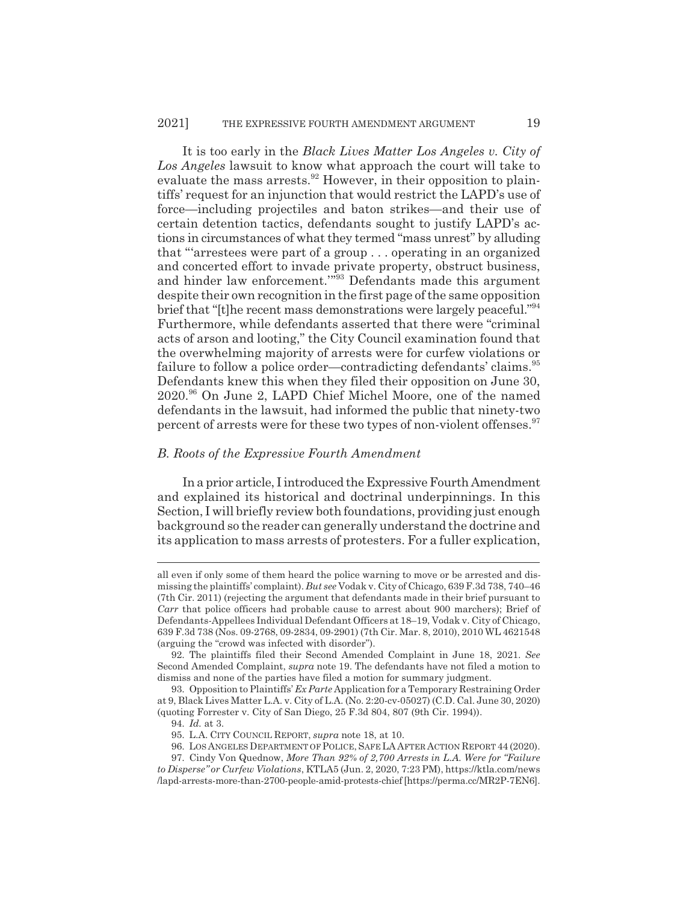It is too early in the *Black Lives Matter Los Angeles v. City of Los Angeles* lawsuit to know what approach the court will take to evaluate the mass arrests.[92] However, in their opposition to plaintiffs' request for an injunction that would restrict the LAPD's use of force—including projectiles and baton strikes—and their use of certain detention tactics, defendants sought to justify LAPD's actions in circumstances of what they termed "mass unrest" by alluding that "'arrestees were part of a group . . . operating in an organized and concerted effort to invade private property, obstruct business, and hinder law enforcement.'"[93] Defendants made this argument despite their own recognition in the first page of the same opposition brief that "[t]he recent mass demonstrations were largely peaceful."[94] Furthermore, while defendants asserted that there were "criminal acts of arson and looting," the City Council examination found that the overwhelming majority of arrests were for curfew violations or failure to follow a police order—contradicting defendants' claims.[95] Defendants knew this when they filed their opposition on June 30, 2020.[96] On June 2, LAPD Chief Michel Moore, one of the named defendants in the lawsuit, had informed the public that ninety-two percent of arrests were for these two types of non-violent offenses.[97]

### *B. Roots of the Expressive Fourth Amendment*

In a prior article, I introduced the Expressive Fourth Amendment and explained its historical and doctrinal underpinnings. In this Section, I will briefly review both foundations, providing just enough background so the reader can generally understand the doctrine and its application to mass arrests of protesters. For a fuller explication,

---

all even if only some of them heard the police warning to move or be arrested and dismissing the plaintiffs' complaint). *But see* Vodak v. City of Chicago, 639 F.3d 738, 740–46 (7th Cir. 2011) (rejecting the argument that defendants made in their brief pursuant to *Carr* that police officers had probable cause to arrest about 900 marchers); Brief of Defendants-Appellees Individual Defendant Officers at 18–19, Vodak v. City of Chicago, 639 F.3d 738 (Nos. 09-2768, 09-2834, 09-2901) (7th Cir. Mar. 8, 2010), 2010 WL 4621548 (arguing the "crowd was infected with disorder").

92. The plaintiffs filed their Second Amended Complaint in June 18, 2021. *See* Second Amended Complaint, *supra* note 19. The defendants have not filed a motion to dismiss and none of the parties have filed a motion for summary judgment.

93. Opposition to Plaintiffs' *Ex Parte* Application for a Temporary Restraining Order at 9, Black Lives Matter L.A. v. City of L.A. (No. 2:20-cv-05027) (C.D. Cal. June 30, 2020) (quoting Forrester v. City of San Diego, 25 F.3d 804, 807 (9th Cir. 1994)).

94. *Id.* at 3.

95. L.A. CITY COUNCIL REPORT, *supra* note 18, at 10.

96. LOS ANGELES DEPARTMENT OF POLICE, SAFE LA AFTER ACTION REPORT 44 (2020).

97. Cindy Von Quednow, *More Than 92% of 2,700 Arrests in L.A. Were for "Failure to Disperse" or Curfew Violations*, KTLA5 (Jun. 2, 2020, 7:23 PM), https://ktla.com/news/lapd-arrests-more-than-2700-people-amid-protests-chief [https://perma.cc/MR2P-7EN6].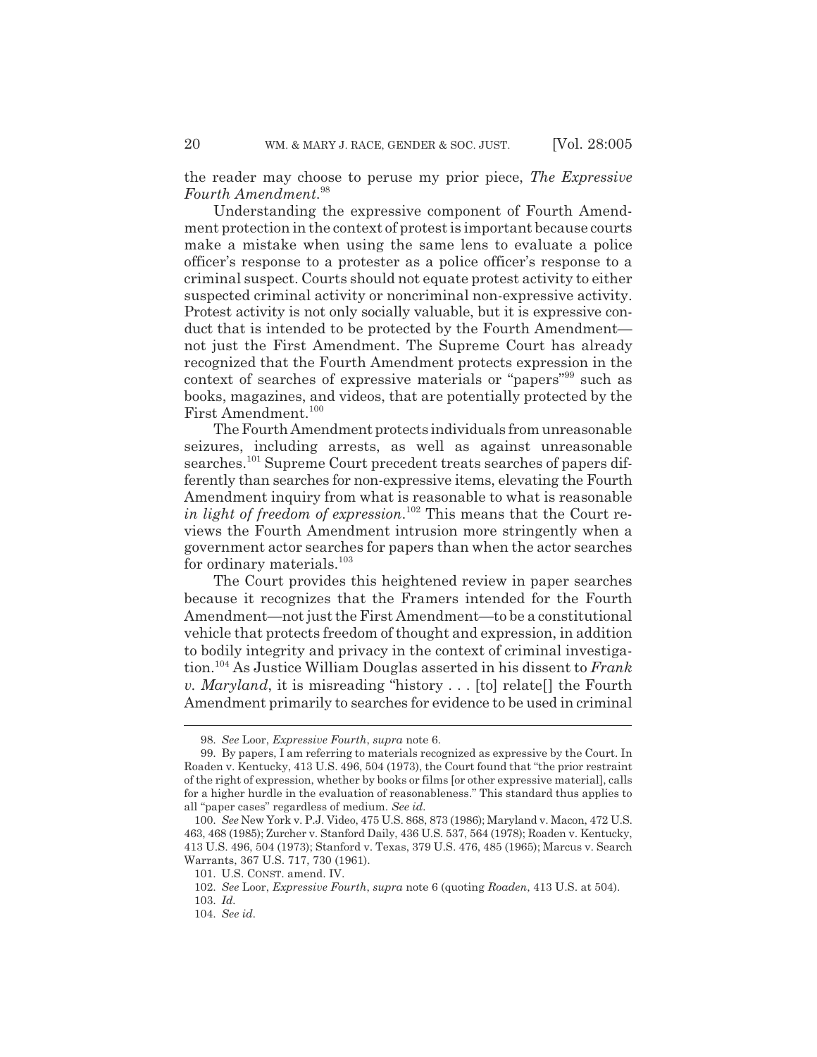the reader may choose to peruse my prior piece, *The Expressive Fourth Amendment*.[98]

Understanding the expressive component of Fourth Amendment protection in the context of protest is important because courts make a mistake when using the same lens to evaluate a police officer's response to a protester as a police officer's response to a criminal suspect. Courts should not equate protest activity to either suspected criminal activity or noncriminal non-expressive activity. Protest activity is not only socially valuable, but it is expressive conduct that is intended to be protected by the Fourth Amendment—not just the First Amendment. The Supreme Court has already recognized that the Fourth Amendment protects expression in the context of searches of expressive materials or "papers"[99] such as books, magazines, and videos, that are potentially protected by the First Amendment.[100]

The Fourth Amendment protects individuals from unreasonable seizures, including arrests, as well as against unreasonable searches.[101] Supreme Court precedent treats searches of papers differently than searches for non-expressive items, elevating the Fourth Amendment inquiry from what is reasonable to what is reasonable *in light of freedom of expression*.[102] This means that the Court reviews the Fourth Amendment intrusion more stringently when a government actor searches for papers than when the actor searches for ordinary materials.[103]

The Court provides this heightened review in paper searches because it recognizes that the Framers intended for the Fourth Amendment—not just the First Amendment—to be a constitutional vehicle that protects freedom of thought and expression, in addition to bodily integrity and privacy in the context of criminal investigation.[104] As Justice William Douglas asserted in his dissent to *Frank v. Maryland*, it is misreading "history . . . [to] relate[] the Fourth Amendment primarily to searches for evidence to be used in criminal

---

98. *See* Loor, *Expressive Fourth*, *supra* note 6.

99. By papers, I am referring to materials recognized as expressive by the Court. In Roaden v. Kentucky, 413 U.S. 496, 504 (1973), the Court found that "the prior restraint of the right of expression, whether by books or films [or other expressive material], calls for a higher hurdle in the evaluation of reasonableness." This standard thus applies to all "paper cases" regardless of medium. *See id.*

100. *See* New York v. P.J. Video, 475 U.S. 868, 873 (1986); Maryland v. Macon, 472 U.S. 463, 468 (1985); Zurcher v. Stanford Daily, 436 U.S. 537, 564 (1978); Roaden v. Kentucky, 413 U.S. 496, 504 (1973); Stanford v. Texas, 379 U.S. 476, 485 (1965); Marcus v. Search Warrants, 367 U.S. 717, 730 (1961).

101. U.S. CONST. amend. IV.

102. *See* Loor, *Expressive Fourth*, *supra* note 6 (quoting *Roaden*, 413 U.S. at 504).

103. *Id.*

104. *See id.*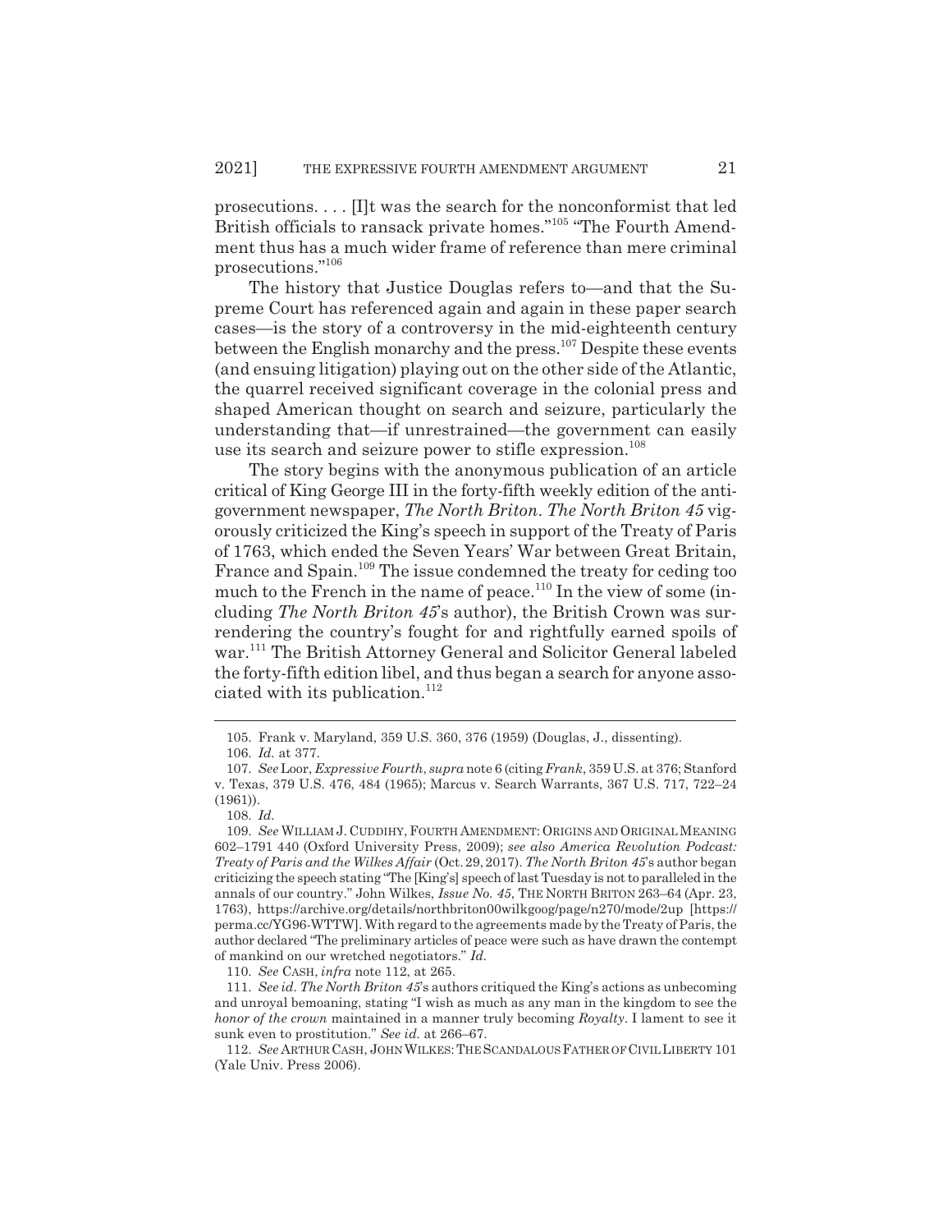prosecutions. . . . [I]t was the search for the nonconformist that led British officials to ransack private homes."[105] "The Fourth Amendment thus has a much wider frame of reference than mere criminal prosecutions."[106]

The history that Justice Douglas refers to—and that the Supreme Court has referenced again and again in these paper search cases—is the story of a controversy in the mid-eighteenth century between the English monarchy and the press.[107] Despite these events (and ensuing litigation) playing out on the other side of the Atlantic, the quarrel received significant coverage in the colonial press and shaped American thought on search and seizure, particularly the understanding that—if unrestrained—the government can easily use its search and seizure power to stifle expression.[108]

The story begins with the anonymous publication of an article critical of King George III in the forty-fifth weekly edition of the anti-government newspaper, *The North Briton*. *The North Briton 45* vigorously criticized the King's speech in support of the Treaty of Paris of 1763, which ended the Seven Years' War between Great Britain, France and Spain.[109] The issue condemned the treaty for ceding too much to the French in the name of peace.[110] In the view of some (including *The North Briton 45*'s author), the British Crown was surrendering the country's fought for and rightfully earned spoils of war.[111] The British Attorney General and Solicitor General labeled the forty-fifth edition libel, and thus began a search for anyone associated with its publication.[112]

---

105. Frank v. Maryland, 359 U.S. 360, 376 (1959) (Douglas, J., dissenting).

106. *Id.* at 377.

107. *See* Loor, *Expressive Fourth*, *supra* note 6 (citing *Frank*, 359 U.S. at 376; Stanford v. Texas, 379 U.S. 476, 484 (1965); Marcus v. Search Warrants, 367 U.S. 717, 722–24 (1961)).

108. *Id.*

109. *See* WILLIAM J. CUDDIHY, FOURTH AMENDMENT: ORIGINS AND ORIGINAL MEANING 602–1791 440 (Oxford University Press, 2009); *see also America Revolution Podcast: Treaty of Paris and the Wilkes Affair* (Oct. 29, 2017). *The North Briton 45*'s author began criticizing the speech stating "The [King's] speech of last Tuesday is not to paralleled in the annals of our country." John Wilkes, *Issue No. 45*, THE NORTH BRITON 263–64 (Apr. 23, 1763), https://archive.org/details/northbriton00wilkgoog/page/n270/mode/2up [https://perma.cc/YG96-WTTW]. With regard to the agreements made by the Treaty of Paris, the author declared "The preliminary articles of peace were such as have drawn the contempt of mankind on our wretched negotiators." *Id.*

110. *See* CASH, *infra* note 112, at 265.

111. *See id. The North Briton 45*'s authors critiqued the King's actions as unbecoming and unroyal bemoaning, stating "I wish as much as any man in the kingdom to see the *honor of the crown* maintained in a manner truly becoming *Royalty*. I lament to see it sunk even to prostitution." *See id.* at 266–67.

112. *See* ARTHUR CASH, JOHN WILKES: THE SCANDALOUS FATHER OF CIVIL LIBERTY 101 (Yale Univ. Press 2006).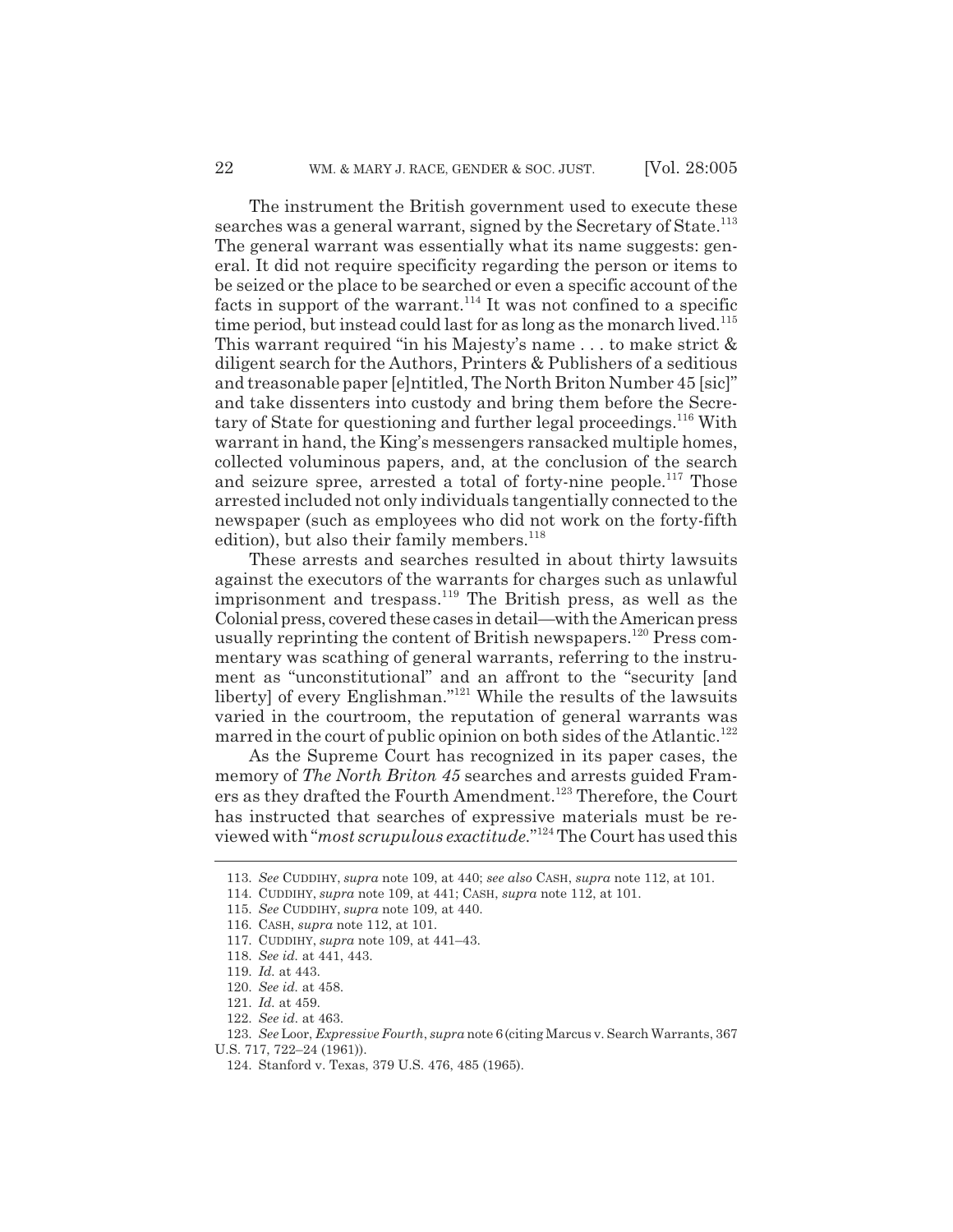The instrument the British government used to execute these searches was a general warrant, signed by the Secretary of State.[113] The general warrant was essentially what its name suggests: general. It did not require specificity regarding the person or items to be seized or the place to be searched or even a specific account of the facts in support of the warrant.[114] It was not confined to a specific time period, but instead could last for as long as the monarch lived.[115] This warrant required "in his Majesty's name . . . to make strict & diligent search for the Authors, Printers & Publishers of a seditious and treasonable paper [e]ntitled, The North Briton Number 45 [sic]" and take dissenters into custody and bring them before the Secretary of State for questioning and further legal proceedings.[116] With warrant in hand, the King's messengers ransacked multiple homes, collected voluminous papers, and, at the conclusion of the search and seizure spree, arrested a total of forty-nine people.[117] Those arrested included not only individuals tangentially connected to the newspaper (such as employees who did not work on the forty-fifth edition), but also their family members.[118]

These arrests and searches resulted in about thirty lawsuits against the executors of the warrants for charges such as unlawful imprisonment and trespass.[119] The British press, as well as the Colonial press, covered these cases in detail—with the American press usually reprinting the content of British newspapers.[120] Press commentary was scathing of general warrants, referring to the instrument as "unconstitutional" and an affront to the "security [and liberty] of every Englishman."[121] While the results of the lawsuits varied in the courtroom, the reputation of general warrants was marred in the court of public opinion on both sides of the Atlantic.[122]

As the Supreme Court has recognized in its paper cases, the memory of *The North Briton 45* searches and arrests guided Framers as they drafted the Fourth Amendment.[123] Therefore, the Court has instructed that searches of expressive materials must be reviewed with "*most scrupulous exactitude*."[124] The Court has used this

---

113. *See* CUDDIHY, *supra* note 109, at 440; *see also* CASH, *supra* note 112, at 101.

114. CUDDIHY, *supra* note 109, at 441; CASH, *supra* note 112, at 101.

115. *See* CUDDIHY, *supra* note 109, at 440.

116. CASH, *supra* note 112, at 101.

117. CUDDIHY, *supra* note 109, at 441–43.

118. *See id.* at 441, 443.

119. *Id.* at 443.

120. *See id.* at 458.

121. *Id.* at 459.

122. *See id.* at 463.

123. *See* Loor, *Expressive Fourth*, *supra* note 6 (citing Marcus v. Search Warrants, 367 U.S. 717, 722–24 (1961)).

124. Stanford v. Texas, 379 U.S. 476, 485 (1965).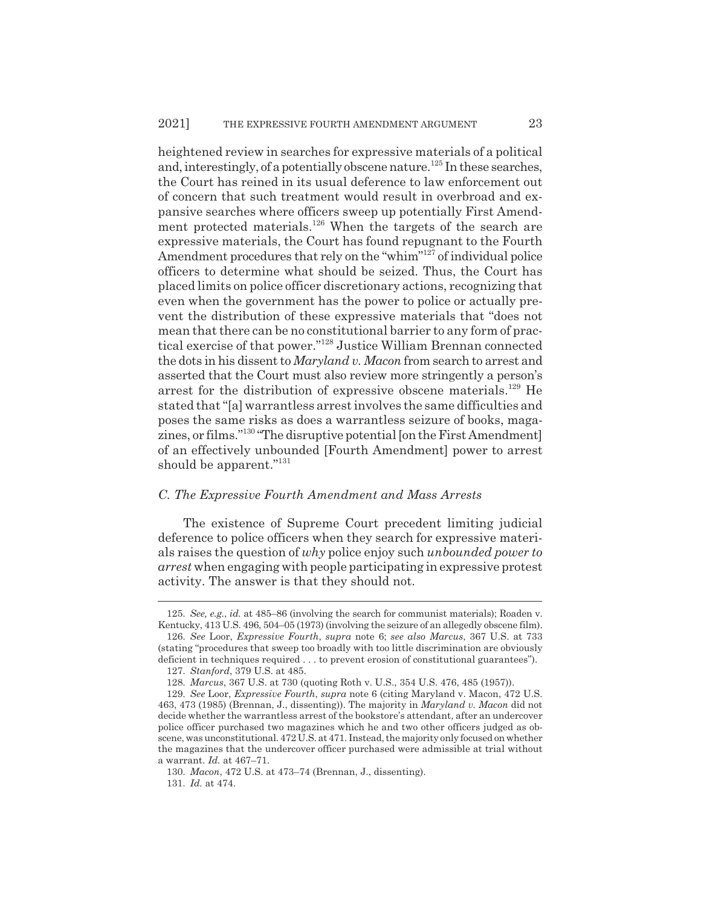heightened review in searches for expressive materials of a political and, interestingly, of a potentially obscene nature.[125] In these searches, the Court has reined in its usual deference to law enforcement out of concern that such treatment would result in overbroad and expansive searches where officers sweep up potentially First Amendment protected materials.[126] When the targets of the search are expressive materials, the Court has found repugnant to the Fourth Amendment procedures that rely on the "whim"[127] of individual police officers to determine what should be seized. Thus, the Court has placed limits on police officer discretionary actions, recognizing that even when the government has the power to police or actually prevent the distribution of these expressive materials that "does not mean that there can be no constitutional barrier to any form of practical exercise of that power."[128] Justice William Brennan connected the dots in his dissent to *Maryland v. Macon* from search to arrest and asserted that the Court must also review more stringently a person's arrest for the distribution of expressive obscene materials.[129] He stated that "[a] warrantless arrest involves the same difficulties and poses the same risks as does a warrantless seizure of books, magazines, or films."[130] "The disruptive potential [on the First Amendment] of an effectively unbounded [Fourth Amendment] power to arrest should be apparent."[131]

### *C. The Expressive Fourth Amendment and Mass Arrests*

The existence of Supreme Court precedent limiting judicial deference to police officers when they search for expressive materials raises the question of *why* police enjoy such *unbounded power to arrest* when engaging with people participating in expressive protest activity. The answer is that they should not.

---

125. *See, e.g.*, *id.* at 485–86 (involving the search for communist materials); Roaden v. Kentucky, 413 U.S. 496, 504–05 (1973) (involving the seizure of an allegedly obscene film).

126. *See* Loor, *Expressive Fourth*, *supra* note 6; *see also Marcus*, 367 U.S. at 733 (stating "procedures that sweep too broadly with too little discrimination are obviously deficient in techniques required . . . to prevent erosion of constitutional guarantees").

127. *Stanford*, 379 U.S. at 485.

128. *Marcus*, 367 U.S. at 730 (quoting Roth v. U.S., 354 U.S. 476, 485 (1957)).

129. *See* Loor, *Expressive Fourth*, *supra* note 6 (citing Maryland v. Macon, 472 U.S. 463, 473 (1985) (Brennan, J., dissenting)). The majority in *Maryland v. Macon* did not decide whether the warrantless arrest of the bookstore's attendant, after an undercover police officer purchased two magazines which he and two other officers judged as obscene, was unconstitutional. 472 U.S. at 471. Instead, the majority only focused on whether the magazines that the undercover officer purchased were admissible at trial without a warrant. *Id.* at 467–71.

130. *Macon*, 472 U.S. at 473–74 (Brennan, J., dissenting).

131. *Id.* at 474.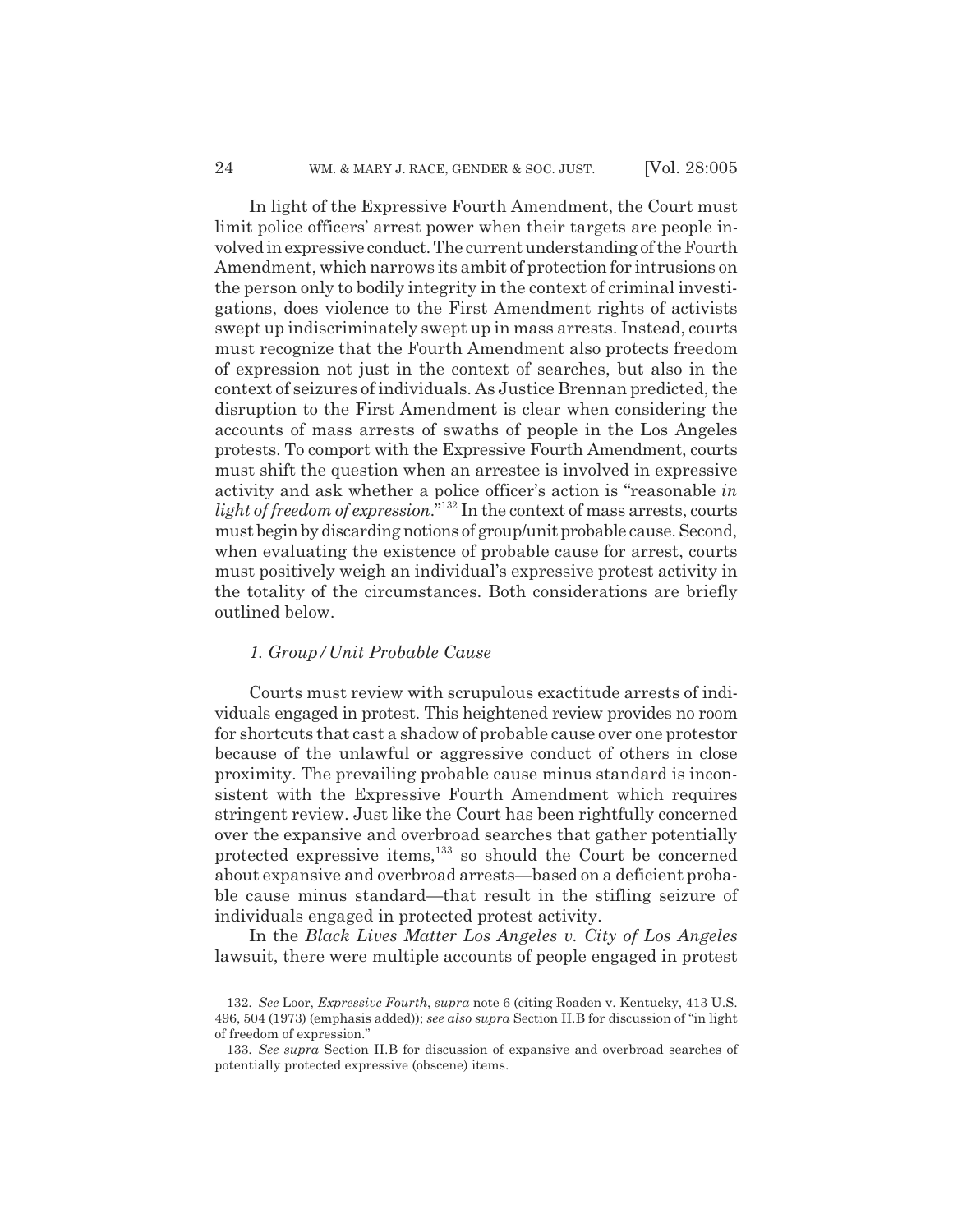In light of the Expressive Fourth Amendment, the Court must limit police officers' arrest power when their targets are people involved in expressive conduct. The current understanding of the Fourth Amendment, which narrows its ambit of protection for intrusions on the person only to bodily integrity in the context of criminal investigations, does violence to the First Amendment rights of activists swept up indiscriminately swept up in mass arrests. Instead, courts must recognize that the Fourth Amendment also protects freedom of expression not just in the context of searches, but also in the context of seizures of individuals. As Justice Brennan predicted, the disruption to the First Amendment is clear when considering the accounts of mass arrests of swaths of people in the Los Angeles protests. To comport with the Expressive Fourth Amendment, courts must shift the question when an arrestee is involved in expressive activity and ask whether a police officer's action is "reasonable *in light of freedom of expression*."[132] In the context of mass arrests, courts must begin by discarding notions of group/unit probable cause. Second, when evaluating the existence of probable cause for arrest, courts must positively weigh an individual's expressive protest activity in the totality of the circumstances. Both considerations are briefly outlined below.

### *1. Group/Unit Probable Cause*

Courts must review with scrupulous exactitude arrests of individuals engaged in protest. This heightened review provides no room for shortcuts that cast a shadow of probable cause over one protestor because of the unlawful or aggressive conduct of others in close proximity. The prevailing probable cause minus standard is inconsistent with the Expressive Fourth Amendment which requires stringent review. Just like the Court has been rightfully concerned over the expansive and overbroad searches that gather potentially protected expressive items,[133] so should the Court be concerned about expansive and overbroad arrests—based on a deficient probable cause minus standard—that result in the stifling seizure of individuals engaged in protected protest activity.

In the *Black Lives Matter Los Angeles v. City of Los Angeles* lawsuit, there were multiple accounts of people engaged in protest

---

132. *See* Loor, *Expressive Fourth*, *supra* note 6 (citing Roaden v. Kentucky, 413 U.S. 496, 504 (1973) (emphasis added)); *see also supra* Section II.B for discussion of "in light of freedom of expression."

133. *See supra* Section II.B for discussion of expansive and overbroad searches of potentially protected expressive (obscene) items.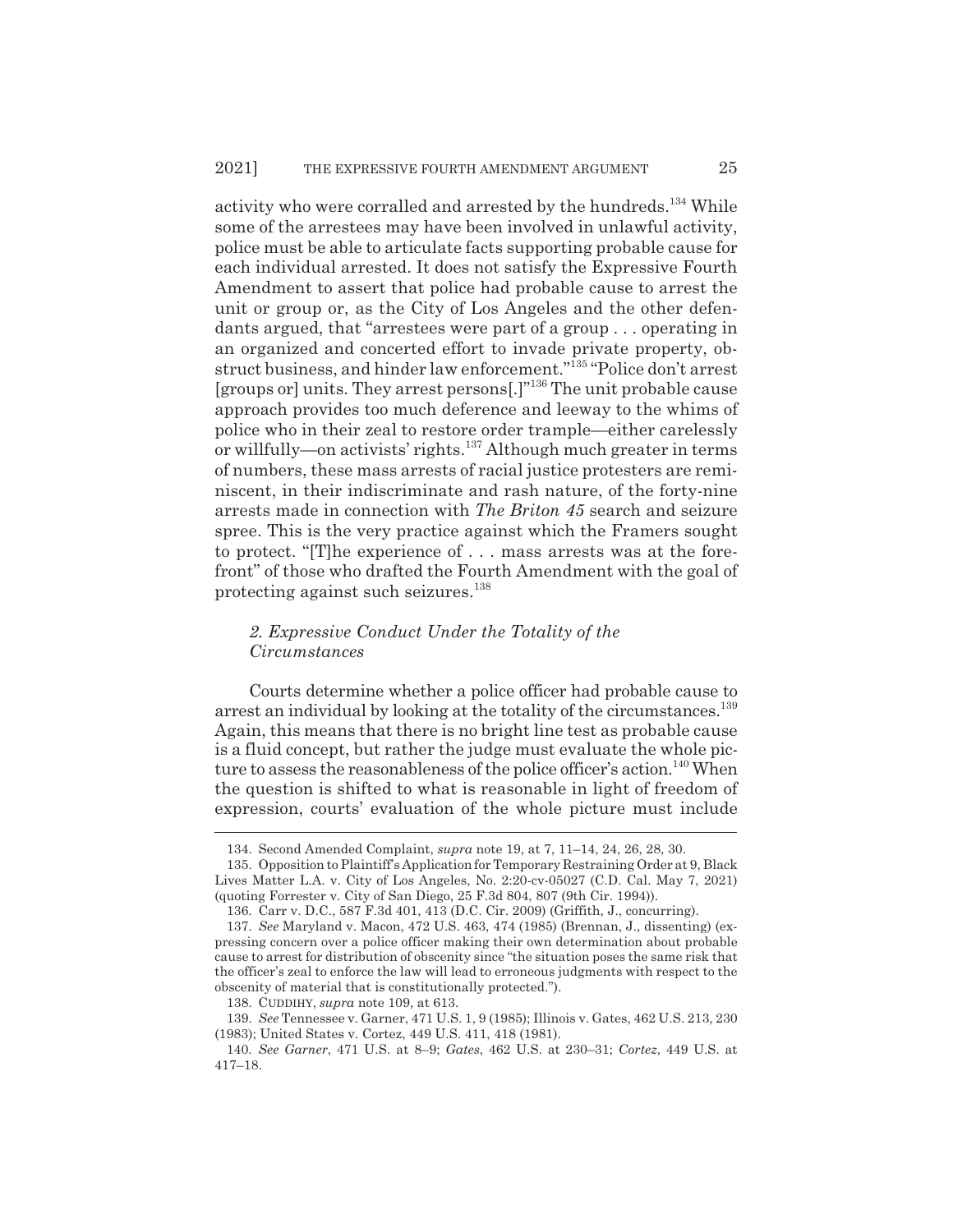activity who were corralled and arrested by the hundreds.[134] While some of the arrestees may have been involved in unlawful activity, police must be able to articulate facts supporting probable cause for each individual arrested. It does not satisfy the Expressive Fourth Amendment to assert that police had probable cause to arrest the unit or group or, as the City of Los Angeles and the other defendants argued, that "arrestees were part of a group . . . operating in an organized and concerted effort to invade private property, obstruct business, and hinder law enforcement."[135] "Police don't arrest [groups or] units. They arrest persons[.]"[136] The unit probable cause approach provides too much deference and leeway to the whims of police who in their zeal to restore order trample—either carelessly or willfully—on activists' rights.[137] Although much greater in terms of numbers, these mass arrests of racial justice protesters are reminiscent, in their indiscriminate and rash nature, of the forty-nine arrests made in connection with *The Briton 45* search and seizure spree. This is the very practice against which the Framers sought to protect. "[T]he experience of . . . mass arrests was at the forefront" of those who drafted the Fourth Amendment with the goal of protecting against such seizures.[138]

### *2. Expressive Conduct Under the Totality of the Circumstances*

Courts determine whether a police officer had probable cause to arrest an individual by looking at the totality of the circumstances.[139] Again, this means that there is no bright line test as probable cause is a fluid concept, but rather the judge must evaluate the whole picture to assess the reasonableness of the police officer's action.[140] When the question is shifted to what is reasonable in light of freedom of expression, courts' evaluation of the whole picture must include

---

134. Second Amended Complaint, *supra* note 19, at 7, 11–14, 24, 26, 28, 30.

135. Opposition to Plaintiff's Application for Temporary Restraining Order at 9, Black Lives Matter L.A. v. City of Los Angeles, No. 2:20-cv-05027 (C.D. Cal. May 7, 2021) (quoting Forrester v. City of San Diego, 25 F.3d 804, 807 (9th Cir. 1994)).

136. Carr v. D.C., 587 F.3d 401, 413 (D.C. Cir. 2009) (Griffith, J., concurring).

137. *See* Maryland v. Macon, 472 U.S. 463, 474 (1985) (Brennan, J., dissenting) (expressing concern over a police officer making their own determination about probable cause to arrest for distribution of obscenity since "the situation poses the same risk that the officer's zeal to enforce the law will lead to erroneous judgments with respect to the obscenity of material that is constitutionally protected.").

138. CUDDIHY, *supra* note 109, at 613.

139. *See* Tennessee v. Garner, 471 U.S. 1, 9 (1985); Illinois v. Gates, 462 U.S. 213, 230 (1983); United States v. Cortez, 449 U.S. 411, 418 (1981).

140. *See Garner*, 471 U.S. at 8–9; *Gates*, 462 U.S. at 230–31; *Cortez*, 449 U.S. at 417–18.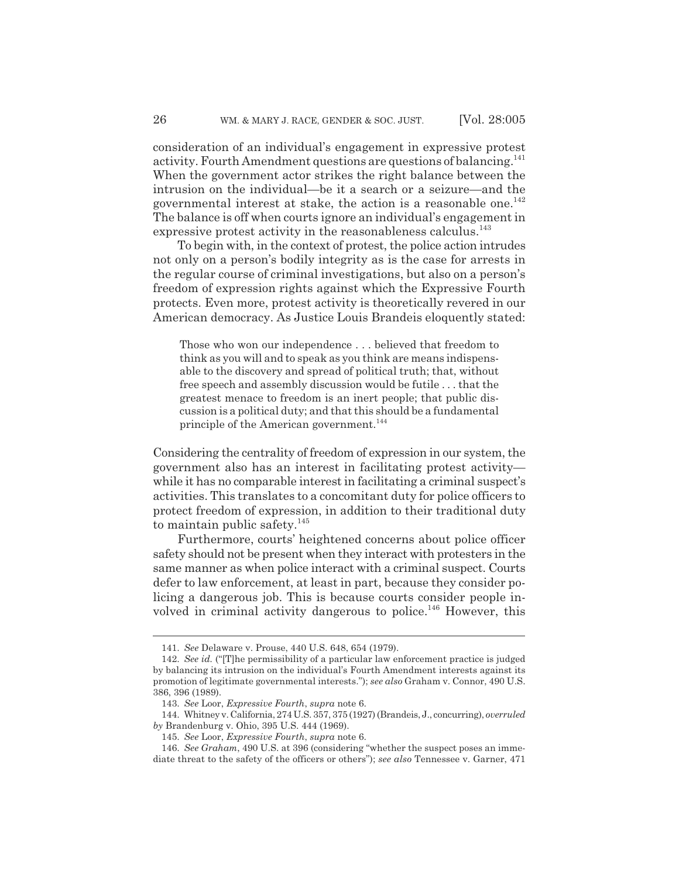consideration of an individual's engagement in expressive protest activity. Fourth Amendment questions are questions of balancing.[141] When the government actor strikes the right balance between the intrusion on the individual—be it a search or a seizure—and the governmental interest at stake, the action is a reasonable one.[142] The balance is off when courts ignore an individual's engagement in expressive protest activity in the reasonableness calculus.[143]

To begin with, in the context of protest, the police action intrudes not only on a person's bodily integrity as is the case for arrests in the regular course of criminal investigations, but also on a person's freedom of expression rights against which the Expressive Fourth protects. Even more, protest activity is theoretically revered in our American democracy. As Justice Louis Brandeis eloquently stated:

> Those who won our independence . . . believed that freedom to think as you will and to speak as you think are means indispensable to the discovery and spread of political truth; that, without free speech and assembly discussion would be futile . . . that the greatest menace to freedom is an inert people; that public discussion is a political duty; and that this should be a fundamental principle of the American government.[144]

Considering the centrality of freedom of expression in our system, the government also has an interest in facilitating protest activity—while it has no comparable interest in facilitating a criminal suspect's activities. This translates to a concomitant duty for police officers to protect freedom of expression, in addition to their traditional duty to maintain public safety.[145]

Furthermore, courts' heightened concerns about police officer safety should not be present when they interact with protesters in the same manner as when police interact with a criminal suspect. Courts defer to law enforcement, at least in part, because they consider policing a dangerous job. This is because courts consider people involved in criminal activity dangerous to police.[146] However, this

---

141. *See* Delaware v. Prouse, 440 U.S. 648, 654 (1979).

142. *See id.* ("[T]he permissibility of a particular law enforcement practice is judged by balancing its intrusion on the individual's Fourth Amendment interests against its promotion of legitimate governmental interests."); *see also* Graham v. Connor, 490 U.S. 386, 396 (1989).

143. *See* Loor, *Expressive Fourth*, *supra* note 6.

144. Whitney v. California, 274 U.S. 357, 375 (1927) (Brandeis, J., concurring), *overruled by* Brandenburg v. Ohio, 395 U.S. 444 (1969).

145. *See* Loor, *Expressive Fourth*, *supra* note 6.

146. *See Graham*, 490 U.S. at 396 (considering "whether the suspect poses an immediate threat to the safety of the officers or others"); *see also* Tennessee v. Garner, 471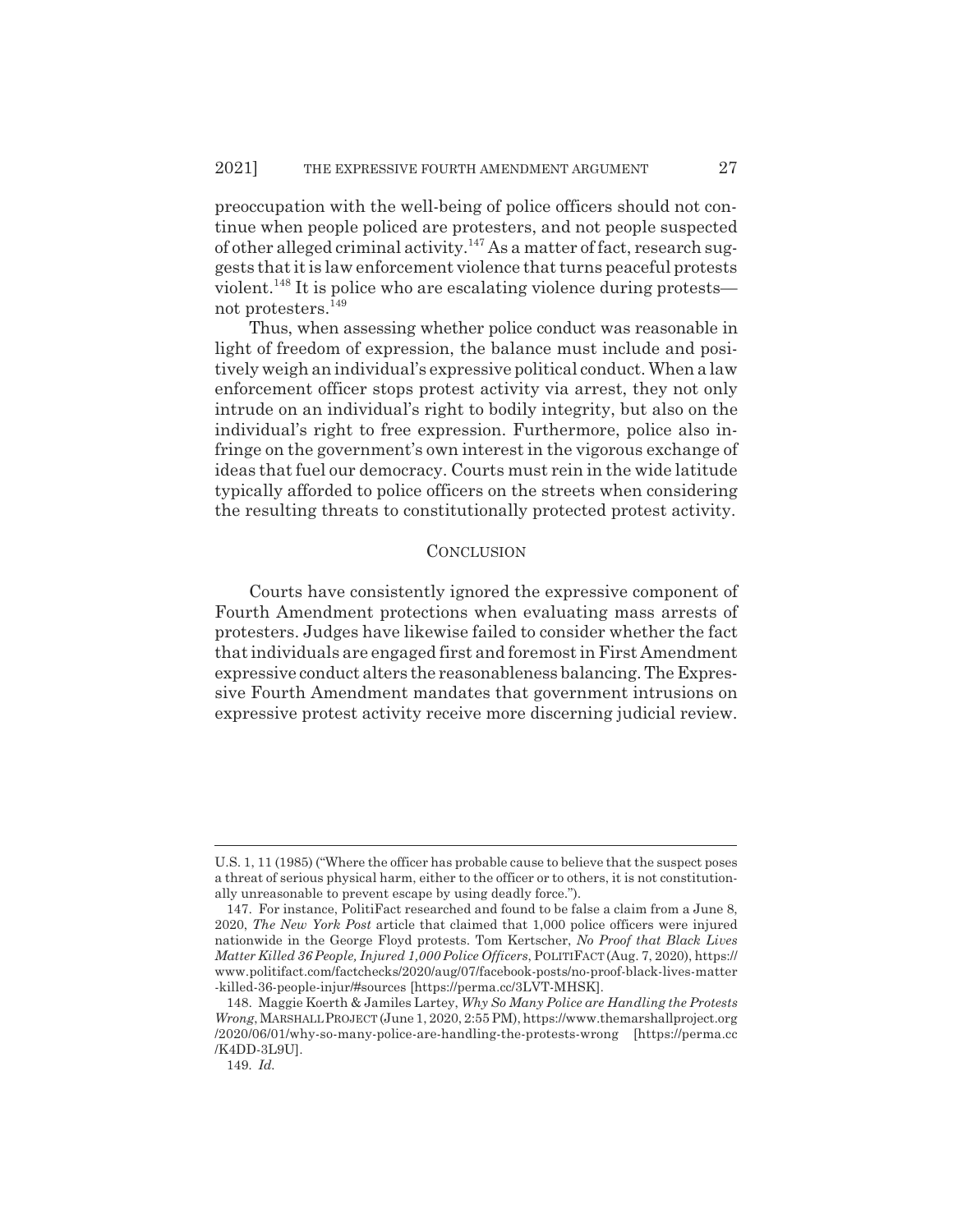preoccupation with the well-being of police officers should not continue when people policed are protesters, and not people suspected of other alleged criminal activity.[147] As a matter of fact, research suggests that it is law enforcement violence that turns peaceful protests violent.[148] It is police who are escalating violence during protests—not protesters.[149]

Thus, when assessing whether police conduct was reasonable in light of freedom of expression, the balance must include and positively weigh an individual's expressive political conduct. When a law enforcement officer stops protest activity via arrest, they not only intrude on an individual's right to bodily integrity, but also on the individual's right to free expression. Furthermore, police also infringe on the government's own interest in the vigorous exchange of ideas that fuel our democracy. Courts must rein in the wide latitude typically afforded to police officers on the streets when considering the resulting threats to constitutionally protected protest activity.

## CONCLUSION

Courts have consistently ignored the expressive component of Fourth Amendment protections when evaluating mass arrests of protesters. Judges have likewise failed to consider whether the fact that individuals are engaged first and foremost in First Amendment expressive conduct alters the reasonableness balancing. The Expressive Fourth Amendment mandates that government intrusions on expressive protest activity receive more discerning judicial review.

---

U.S. 1, 11 (1985) ("Where the officer has probable cause to believe that the suspect poses a threat of serious physical harm, either to the officer or to others, it is not constitutionally unreasonable to prevent escape by using deadly force.").

147. For instance, PolitiFact researched and found to be false a claim from a June 8, 2020, *The New York Post* article that claimed that 1,000 police officers were injured nationwide in the George Floyd protests. Tom Kertscher, *No Proof that Black Lives Matter Killed 36 People, Injured 1,000 Police Officers*, POLITIFACT (Aug. 7, 2020), https://www.politifact.com/factchecks/2020/aug/07/facebook-posts/no-proof-black-lives-matter-killed-36-people-injur/#sources [https://perma.cc/3LVT-MHSK].

148. Maggie Koerth & Jamiles Lartey, *Why So Many Police are Handling the Protests Wrong*, MARSHALL PROJECT (June 1, 2020, 2:55 PM), https://www.themarshallproject.org/2020/06/01/why-so-many-police-are-handling-the-protests-wrong [https://perma.cc/K4DD-3L9U].

149. *Id.*